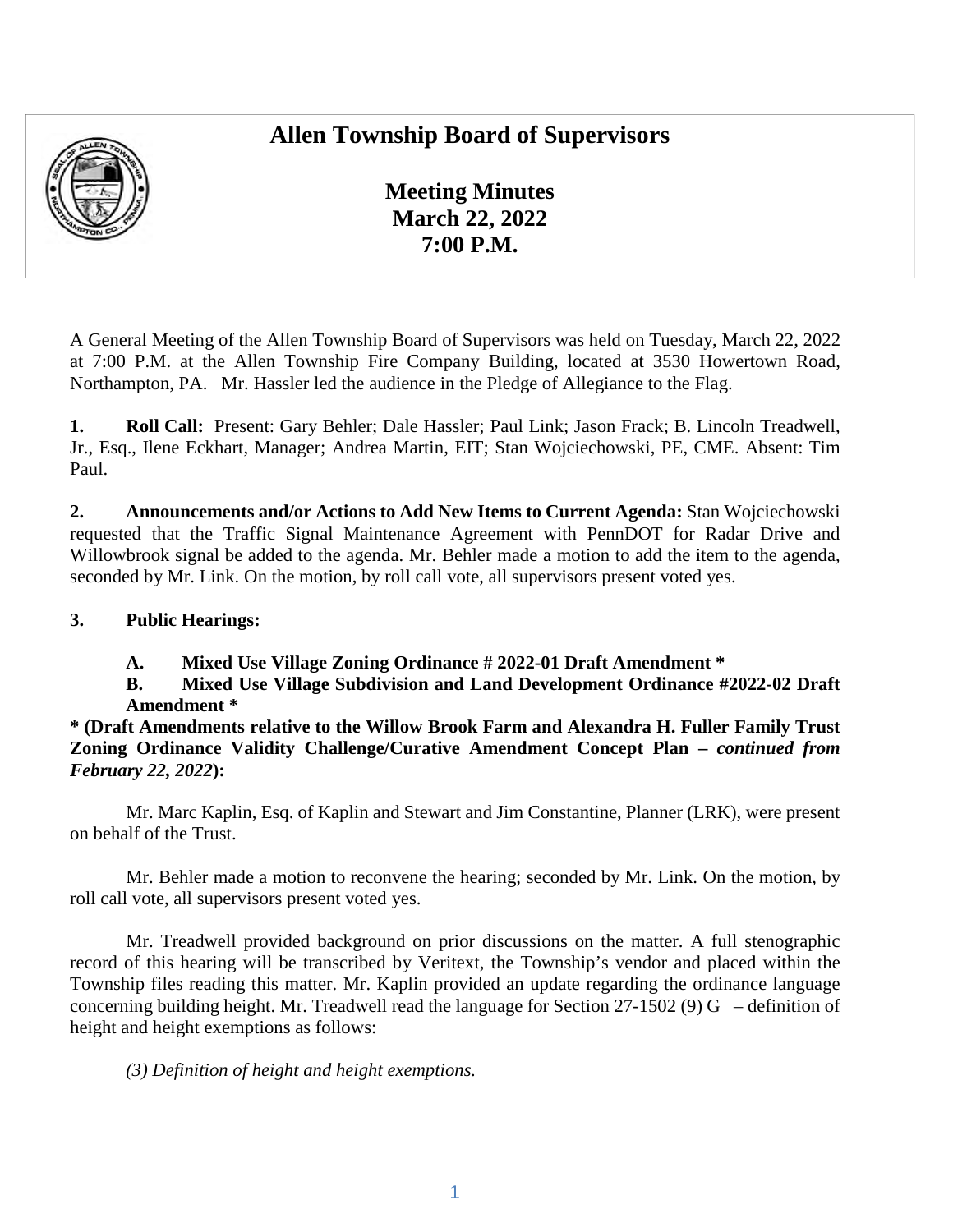# Allen Township Board of Supervisors

## Meeting Minutes
## March 22, 2022
## 7:00 P.M.

A General Meeting of the Allen Township Board of Supervisors was held on Tuesday, March 22, 2022 at 7:00 P.M. at the Allen Township Fire Company Building, located at 3530 Howertown Road, Northampton, PA. Mr. Hassler led the audience in the Pledge of Allegiance to the Flag.

**1. Roll Call:** Present: Gary Behler; Dale Hassler; Paul Link; Jason Frack; B. Lincoln Treadwell, Jr., Esq., Ilene Eckhart, Manager; Andrea Martin, EIT; Stan Wojciechowski, PE, CME. Absent: Tim Paul.

**2. Announcements and/or Actions to Add New Items to Current Agenda:** Stan Wojciechowski requested that the Traffic Signal Maintenance Agreement with PennDOT for Radar Drive and Willowbrook signal be added to the agenda. Mr. Behler made a motion to add the item to the agenda, seconded by Mr. Link. On the motion, by roll call vote, all supervisors present voted yes.

**3. Public Hearings:**

**A. Mixed Use Village Zoning Ordinance # 2022-01 Draft Amendment ***

**B. Mixed Use Village Subdivision and Land Development Ordinance #2022-02 Draft Amendment ***

*** (Draft Amendments relative to the Willow Brook Farm and Alexandra H. Fuller Family Trust Zoning Ordinance Validity Challenge/Curative Amendment Concept Plan – *continued from February 22, 2022*):**

Mr. Marc Kaplin, Esq. of Kaplin and Stewart and Jim Constantine, Planner (LRK), were present on behalf of the Trust.

Mr. Behler made a motion to reconvene the hearing; seconded by Mr. Link. On the motion, by roll call vote, all supervisors present voted yes.

Mr. Treadwell provided background on prior discussions on the matter. A full stenographic record of this hearing will be transcribed by Veritext, the Township's vendor and placed within the Township files reading this matter. Mr. Kaplin provided an update regarding the ordinance language concerning building height. Mr. Treadwell read the language for Section 27-1502 (9) G – definition of height and height exemptions as follows:

*(3) Definition of height and height exemptions.*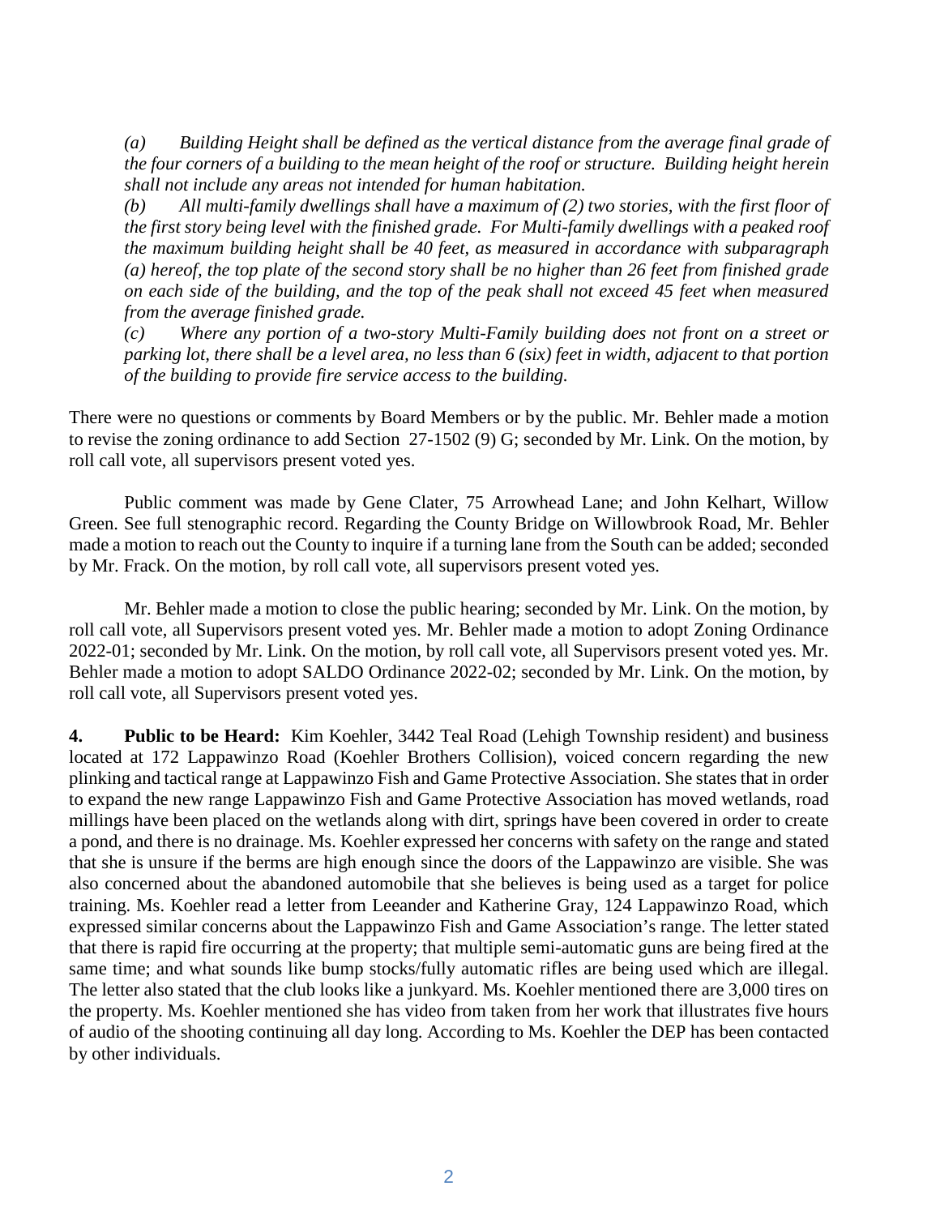*(a) Building Height shall be defined as the vertical distance from the average final grade of the four corners of a building to the mean height of the roof or structure. Building height herein shall not include any areas not intended for human habitation.*

*(b) All multi-family dwellings shall have a maximum of (2) two stories, with the first floor of the first story being level with the finished grade. For Multi-family dwellings with a peaked roof the maximum building height shall be 40 feet, as measured in accordance with subparagraph (a) hereof, the top plate of the second story shall be no higher than 26 feet from finished grade on each side of the building, and the top of the peak shall not exceed 45 feet when measured from the average finished grade.*

*(c) Where any portion of a two-story Multi-Family building does not front on a street or parking lot, there shall be a level area, no less than 6 (six) feet in width, adjacent to that portion of the building to provide fire service access to the building.*

There were no questions or comments by Board Members or by the public. Mr. Behler made a motion to revise the zoning ordinance to add Section 27-1502 (9) G; seconded by Mr. Link. On the motion, by roll call vote, all supervisors present voted yes.

Public comment was made by Gene Clater, 75 Arrowhead Lane; and John Kelhart, Willow Green. See full stenographic record. Regarding the County Bridge on Willowbrook Road, Mr. Behler made a motion to reach out the County to inquire if a turning lane from the South can be added; seconded by Mr. Frack. On the motion, by roll call vote, all supervisors present voted yes.

Mr. Behler made a motion to close the public hearing; seconded by Mr. Link. On the motion, by roll call vote, all Supervisors present voted yes. Mr. Behler made a motion to adopt Zoning Ordinance 2022-01; seconded by Mr. Link. On the motion, by roll call vote, all Supervisors present voted yes. Mr. Behler made a motion to adopt SALDO Ordinance 2022-02; seconded by Mr. Link. On the motion, by roll call vote, all Supervisors present voted yes.

**4. Public to be Heard:** Kim Koehler, 3442 Teal Road (Lehigh Township resident) and business located at 172 Lappawinzo Road (Koehler Brothers Collision), voiced concern regarding the new plinking and tactical range at Lappawinzo Fish and Game Protective Association. She states that in order to expand the new range Lappawinzo Fish and Game Protective Association has moved wetlands, road millings have been placed on the wetlands along with dirt, springs have been covered in order to create a pond, and there is no drainage. Ms. Koehler expressed her concerns with safety on the range and stated that she is unsure if the berms are high enough since the doors of the Lappawinzo are visible. She was also concerned about the abandoned automobile that she believes is being used as a target for police training. Ms. Koehler read a letter from Leeander and Katherine Gray, 124 Lappawinzo Road, which expressed similar concerns about the Lappawinzo Fish and Game Association's range. The letter stated that there is rapid fire occurring at the property; that multiple semi-automatic guns are being fired at the same time; and what sounds like bump stocks/fully automatic rifles are being used which are illegal. The letter also stated that the club looks like a junkyard. Ms. Koehler mentioned there are 3,000 tires on the property. Ms. Koehler mentioned she has video from taken from her work that illustrates five hours of audio of the shooting continuing all day long. According to Ms. Koehler the DEP has been contacted by other individuals.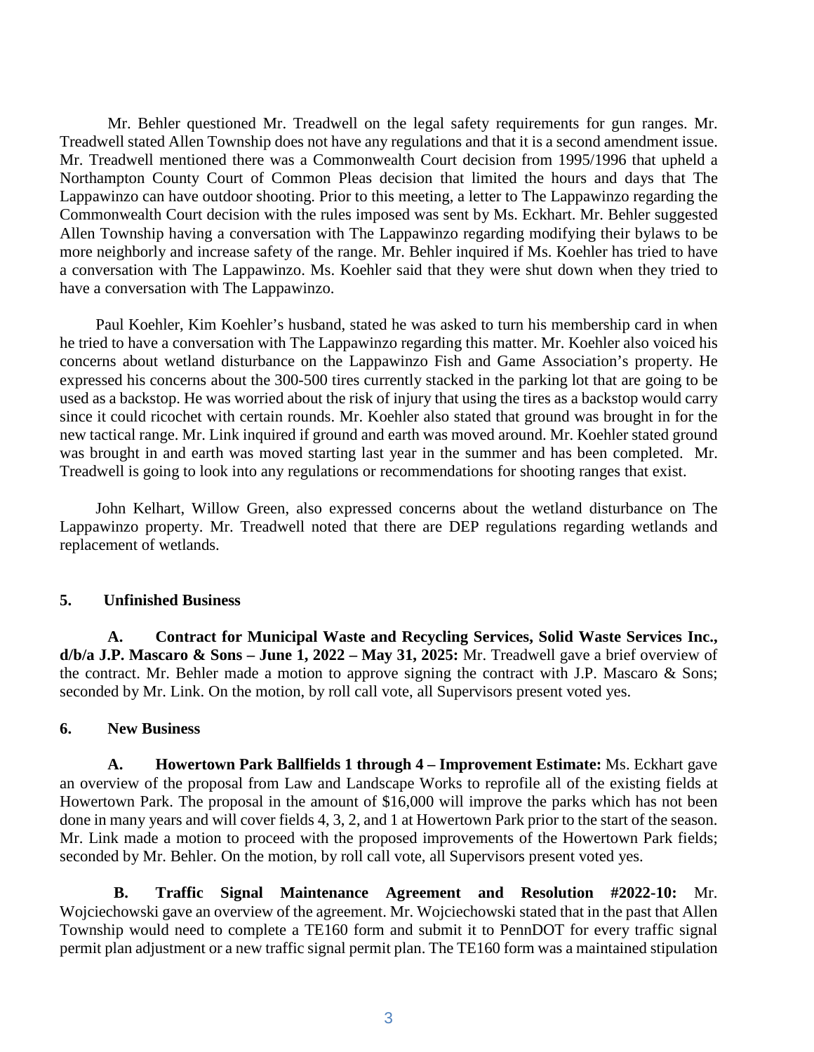Mr. Behler questioned Mr. Treadwell on the legal safety requirements for gun ranges. Mr. Treadwell stated Allen Township does not have any regulations and that it is a second amendment issue. Mr. Treadwell mentioned there was a Commonwealth Court decision from 1995/1996 that upheld a Northampton County Court of Common Pleas decision that limited the hours and days that The Lappawinzo can have outdoor shooting. Prior to this meeting, a letter to The Lappawinzo regarding the Commonwealth Court decision with the rules imposed was sent by Ms. Eckhart. Mr. Behler suggested Allen Township having a conversation with The Lappawinzo regarding modifying their bylaws to be more neighborly and increase safety of the range. Mr. Behler inquired if Ms. Koehler has tried to have a conversation with The Lappawinzo. Ms. Koehler said that they were shut down when they tried to have a conversation with The Lappawinzo.

Paul Koehler, Kim Koehler's husband, stated he was asked to turn his membership card in when he tried to have a conversation with The Lappawinzo regarding this matter. Mr. Koehler also voiced his concerns about wetland disturbance on the Lappawinzo Fish and Game Association's property. He expressed his concerns about the 300-500 tires currently stacked in the parking lot that are going to be used as a backstop. He was worried about the risk of injury that using the tires as a backstop would carry since it could ricochet with certain rounds. Mr. Koehler also stated that ground was brought in for the new tactical range. Mr. Link inquired if ground and earth was moved around. Mr. Koehler stated ground was brought in and earth was moved starting last year in the summer and has been completed. Mr. Treadwell is going to look into any regulations or recommendations for shooting ranges that exist.

John Kelhart, Willow Green, also expressed concerns about the wetland disturbance on The Lappawinzo property. Mr. Treadwell noted that there are DEP regulations regarding wetlands and replacement of wetlands.

**5. Unfinished Business**

**A. Contract for Municipal Waste and Recycling Services, Solid Waste Services Inc., d/b/a J.P. Mascaro & Sons – June 1, 2022 – May 31, 2025:** Mr. Treadwell gave a brief overview of the contract. Mr. Behler made a motion to approve signing the contract with J.P. Mascaro & Sons; seconded by Mr. Link. On the motion, by roll call vote, all Supervisors present voted yes.

**6. New Business**

**A. Howertown Park Ballfields 1 through 4 – Improvement Estimate:** Ms. Eckhart gave an overview of the proposal from Law and Landscape Works to reprofile all of the existing fields at Howertown Park. The proposal in the amount of $16,000 will improve the parks which has not been done in many years and will cover fields 4, 3, 2, and 1 at Howertown Park prior to the start of the season. Mr. Link made a motion to proceed with the proposed improvements of the Howertown Park fields; seconded by Mr. Behler. On the motion, by roll call vote, all Supervisors present voted yes.

**B. Traffic Signal Maintenance Agreement and Resolution #2022-10:** Mr. Wojciechowski gave an overview of the agreement. Mr. Wojciechowski stated that in the past that Allen Township would need to complete a TE160 form and submit it to PennDOT for every traffic signal permit plan adjustment or a new traffic signal permit plan. The TE160 form was a maintained stipulation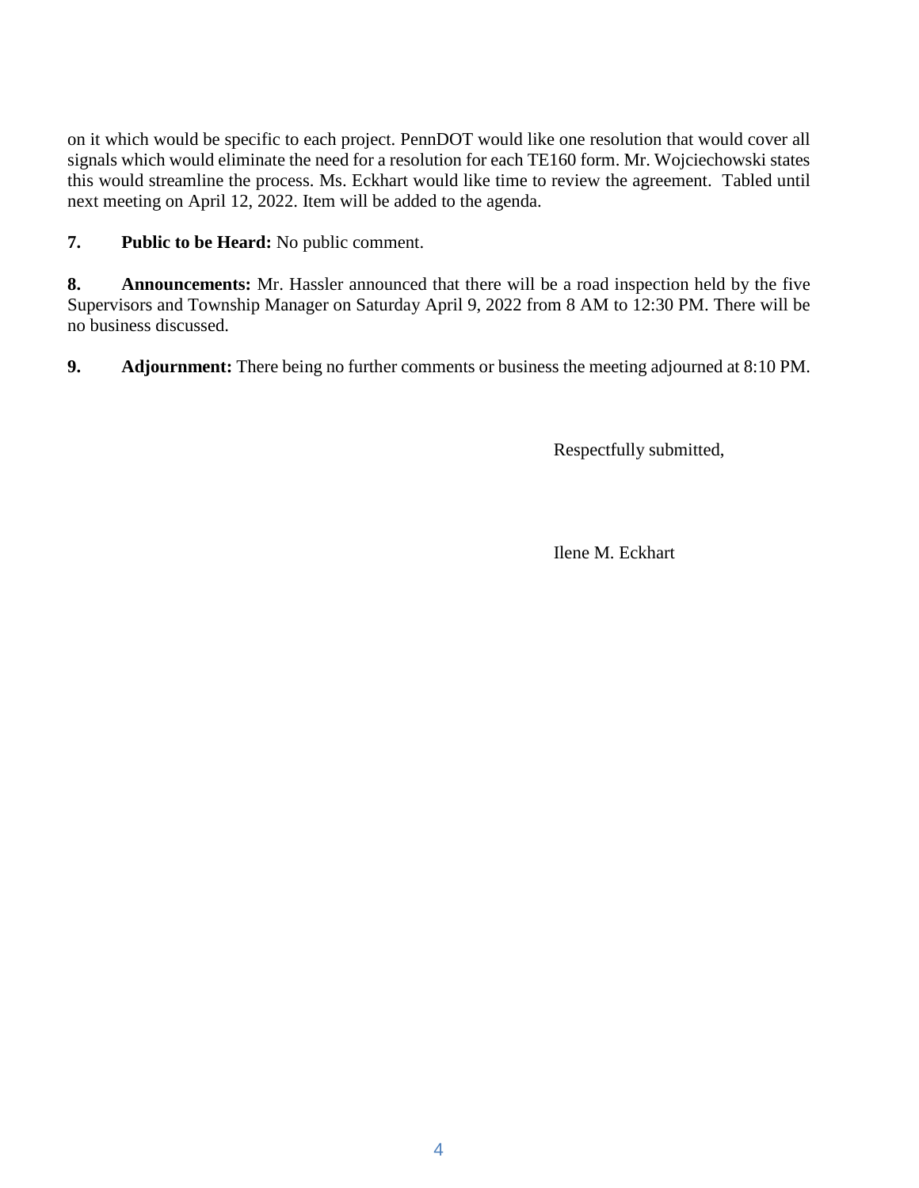on it which would be specific to each project. PennDOT would like one resolution that would cover all signals which would eliminate the need for a resolution for each TE160 form. Mr. Wojciechowski states this would streamline the process. Ms. Eckhart would like time to review the agreement. Tabled until next meeting on April 12, 2022. Item will be added to the agenda.

**7. Public to be Heard:** No public comment.

**8. Announcements:** Mr. Hassler announced that there will be a road inspection held by the five Supervisors and Township Manager on Saturday April 9, 2022 from 8 AM to 12:30 PM. There will be no business discussed.

**9. Adjournment:** There being no further comments or business the meeting adjourned at 8:10 PM.

Respectfully submitted,

Ilene M. Eckhart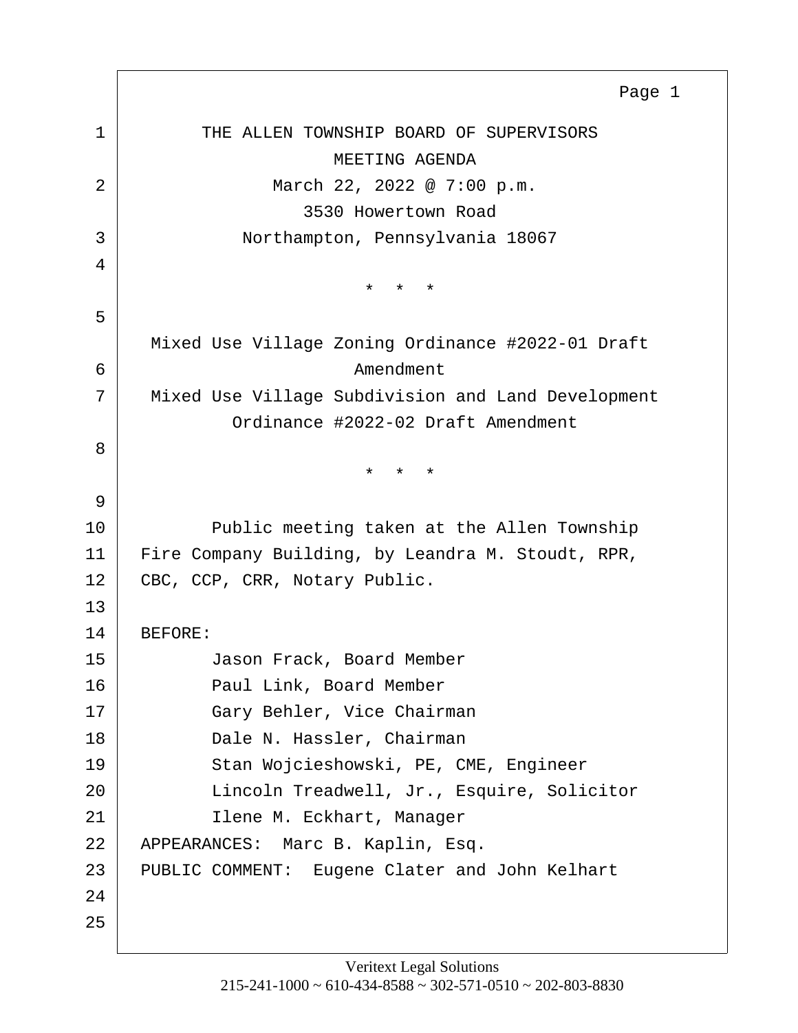THE ALLEN TOWNSHIP BOARD OF SUPERVISORS
MEETING AGENDA
March 22, 2022 @ 7:00 p.m.
3530 Howertown Road
Northampton, Pennsylvania 18067

* * *

Mixed Use Village Zoning Ordinance #2022-01 Draft Amendment

Mixed Use Village Subdivision and Land Development Ordinance #2022-02 Draft Amendment

* * *

Public meeting taken at the Allen Township Fire Company Building, by Leandra M. Stoudt, RPR, CBC, CCP, CRR, Notary Public.

BEFORE:

Jason Frack, Board Member
Paul Link, Board Member
Gary Behler, Vice Chairman
Dale N. Hassler, Chairman
Stan Wojcieshowski, PE, CME, Engineer
Lincoln Treadwell, Jr., Esquire, Solicitor
Ilene M. Eckhart, Manager

APPEARANCES: Marc B. Kaplin, Esq.

PUBLIC COMMENT: Eugene Clater and John Kelhart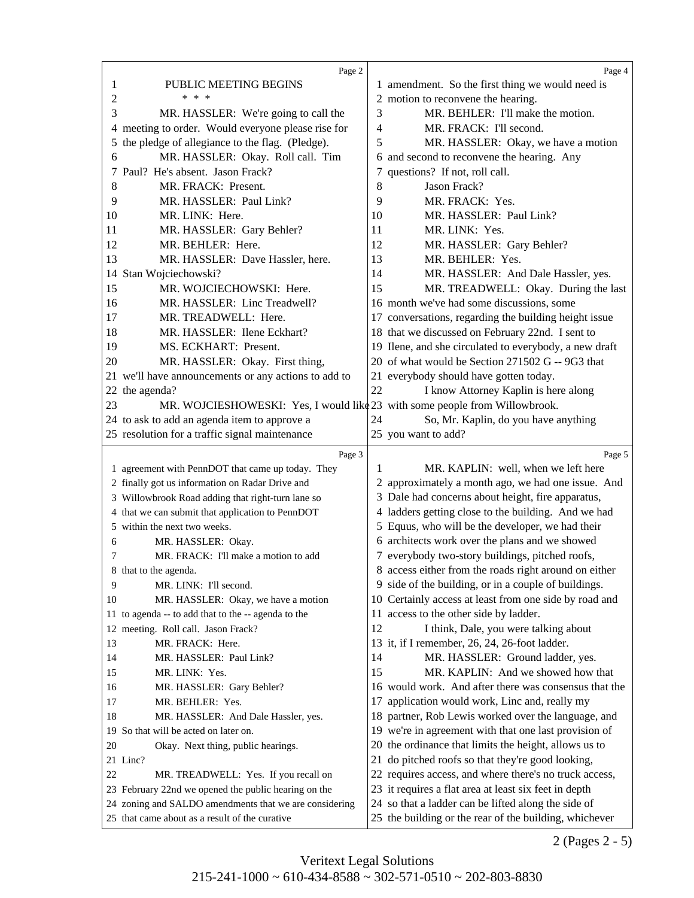PUBLIC MEETING BEGINS

\* \* \*

MR. HASSLER: We're going to call the meeting to order. Would everyone please rise for the pledge of allegiance to the flag. (Pledge).

MR. HASSLER: Okay. Roll call. Tim Paul? He's absent. Jason Frack?

MR. FRACK: Present.

MR. HASSLER: Paul Link?

MR. LINK: Here.

MR. HASSLER: Gary Behler?

MR. BEHLER: Here.

MR. HASSLER: Dave Hassler, here. Stan Wojciechowski?

MR. WOJCIECHOWSKI: Here.

MR. HASSLER: Linc Treadwell?

MR. TREADWELL: Here.

MR. HASSLER: Ilene Eckhart?

MS. ECKHART: Present.

MR. HASSLER: Okay. First thing, we'll have announcements or any actions to add to the agenda?

MR. WOJCIESHOWESKI: Yes, I would like to ask to add an agenda item to approve a resolution for a traffic signal maintenance agreement with PennDOT that came up today. They finally got us information on Radar Drive and Willowbrook Road adding that right-turn lane so that we can submit that application to PennDOT within the next two weeks.

MR. HASSLER: Okay.

MR. FRACK: I'll make a motion to add that to the agenda.

MR. LINK: I'll second.

MR. HASSLER: Okay, we have a motion to agenda -- to add that to the -- agenda to the meeting. Roll call. Jason Frack?

MR. FRACK: Here.

MR. HASSLER: Paul Link?

MR. LINK: Yes.

MR. HASSLER: Gary Behler?

MR. BEHLER: Yes.

MR. HASSLER: And Dale Hassler, yes. So that will be acted on later on.

Okay. Next thing, public hearings. Linc?

MR. TREADWELL: Yes. If you recall on February 22nd we opened the public hearing on the zoning and SALDO amendments that we are considering that came about as a result of the curative amendment. So the first thing we would need is motion to reconvene the hearing.

MR. BEHLER: I'll make the motion.

MR. FRACK: I'll second.

MR. HASSLER: Okay, we have a motion and second to reconvene the hearing. Any questions? If not, roll call.

Jason Frack?

MR. FRACK: Yes.

MR. HASSLER: Paul Link?

MR. LINK: Yes.

MR. HASSLER: Gary Behler?

MR. BEHLER: Yes.

MR. HASSLER: And Dale Hassler, yes.

MR. TREADWELL: Okay. During the last month we've had some discussions, some conversations, regarding the building height issue that we discussed on February 22nd. I sent to Ilene, and she circulated to everybody, a new draft of what would be Section 271502 G -- 9G3 that everybody should have gotten today.

I know Attorney Kaplin is here along with some people from Willowbrook.

So, Mr. Kaplin, do you have anything you want to add?

MR. KAPLIN: well, when we left here approximately a month ago, we had one issue. And Dale had concerns about height, fire apparatus, ladders getting close to the building. And we had Equus, who will be the developer, we had their architects work over the plans and we showed everybody two-story buildings, pitched roofs, access either from the roads right around on either side of the building, or in a couple of buildings. Certainly access at least from one side by road and access to the other side by ladder.

I think, Dale, you were talking about it, if I remember, 26, 24, 26-foot ladder.

MR. HASSLER: Ground ladder, yes.

MR. KAPLIN: And we showed how that would work. And after there was consensus that the application would work, Linc and, really my partner, Rob Lewis worked over the language, and we're in agreement with that one last provision of the ordinance that limits the height, allows us to do pitched roofs so that they're good looking, requires access, and where there's no truck access, it requires a flat area at least six feet in depth so that a ladder can be lifted along the side of the building or the rear of the building, whichever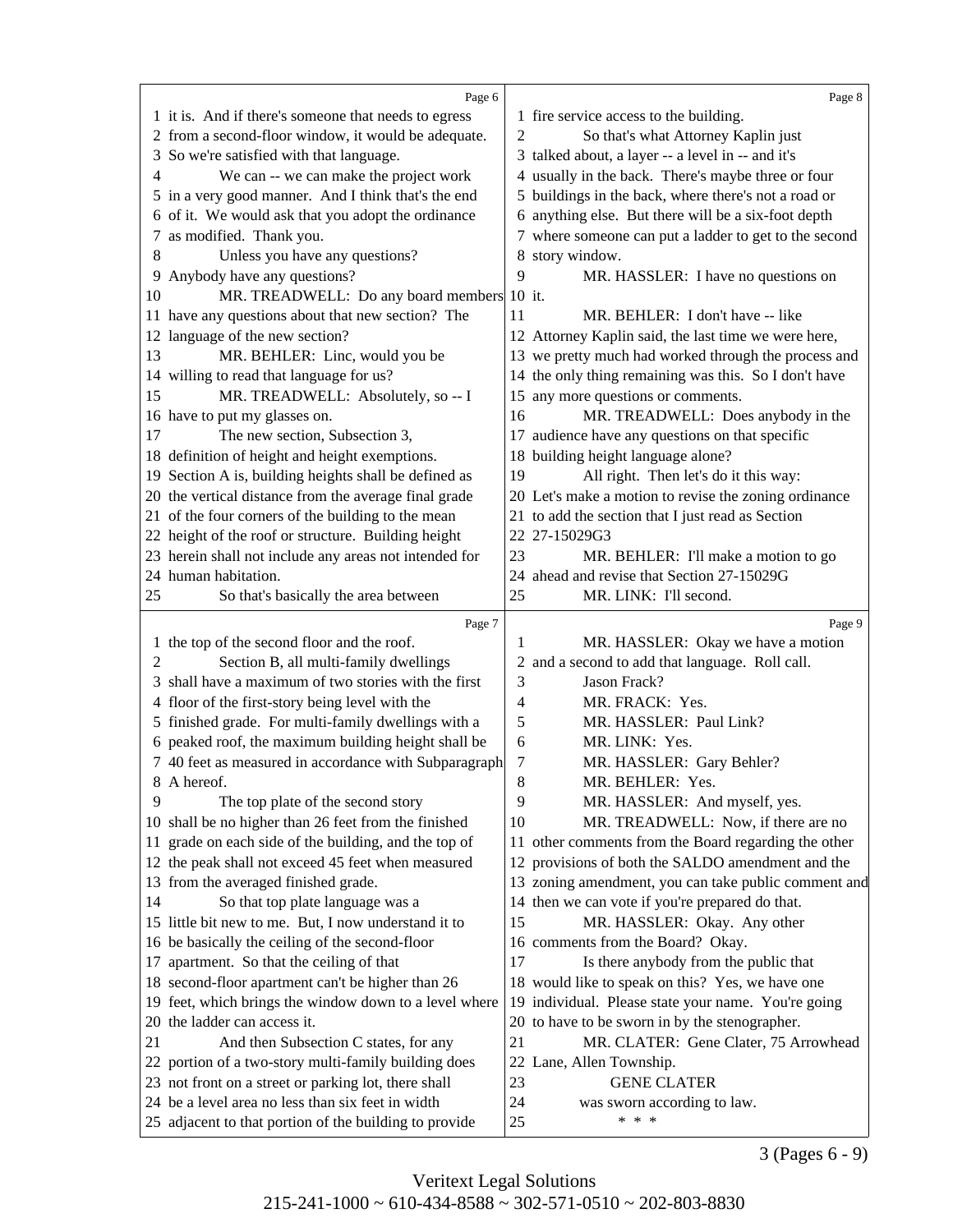Page 6

1 it is. And if there's someone that needs to egress
2 from a second-floor window, it would be adequate.
3 So we're satisfied with that language.
4 We can -- we can make the project work
5 in a very good manner. And I think that's the end
6 of it. We would ask that you adopt the ordinance
7 as modified. Thank you.
8 Unless you have any questions?
9 Anybody have any questions?
10 MR. TREADWELL: Do any board members
11 have any questions about that new section? The
12 language of the new section?
13 MR. BEHLER: Linc, would you be
14 willing to read that language for us?
15 MR. TREADWELL: Absolutely, so -- I
16 have to put my glasses on.
17 The new section, Subsection 3,
18 definition of height and height exemptions.
19 Section A is, building heights shall be defined as
20 the vertical distance from the average final grade
21 of the four corners of the building to the mean
22 height of the roof or structure. Building height
23 herein shall not include any areas not intended for
24 human habitation.
25 So that's basically the area between

Page 7

1 the top of the second floor and the roof.
2 Section B, all multi-family dwellings
3 shall have a maximum of two stories with the first
4 floor of the first-story being level with the
5 finished grade. For multi-family dwellings with a
6 peaked roof, the maximum building height shall be
7 40 feet as measured in accordance with Subparagraph
8 A hereof.
9 The top plate of the second story
10 shall be no higher than 26 feet from the finished
11 grade on each side of the building, and the top of
12 the peak shall not exceed 45 feet when measured
13 from the averaged finished grade.
14 So that top plate language was a
15 little bit new to me. But, I now understand it to
16 be basically the ceiling of the second-floor
17 apartment. So that the ceiling of that
18 second-floor apartment can't be higher than 26
19 feet, which brings the window down to a level where
20 the ladder can access it.
21 And then Subsection C states, for any
22 portion of a two-story multi-family building does
23 not front on a street or parking lot, there shall
24 be a level area no less than six feet in width
25 adjacent to that portion of the building to provide

Page 8

1 fire service access to the building.
2 So that's what Attorney Kaplin just
3 talked about, a layer -- a level in -- and it's
4 usually in the back. There's maybe three or four
5 buildings in the back, where there's not a road or
6 anything else. But there will be a six-foot depth
7 where someone can put a ladder to get to the second
8 story window.
9 MR. HASSLER: I have no questions on
10 it.
11 MR. BEHLER: I don't have -- like
12 Attorney Kaplin said, the last time we were here,
13 we pretty much had worked through the process and
14 the only thing remaining was this. So I don't have
15 any more questions or comments.
16 MR. TREADWELL: Does anybody in the
17 audience have any questions on that specific
18 building height language alone?
19 All right. Then let's do it this way:
20 Let's make a motion to revise the zoning ordinance
21 to add the section that I just read as Section
22 27-15029G3
23 MR. BEHLER: I'll make a motion to go
24 ahead and revise that Section 27-15029G
25 MR. LINK: I'll second.

Page 9

1 MR. HASSLER: Okay we have a motion
2 and a second to add that language. Roll call.
3 Jason Frack?
4 MR. FRACK: Yes.
5 MR. HASSLER: Paul Link?
6 MR. LINK: Yes.
7 MR. HASSLER: Gary Behler?
8 MR. BEHLER: Yes.
9 MR. HASSLER: And myself, yes.
10 MR. TREADWELL: Now, if there are no
11 other comments from the Board regarding the other
12 provisions of both the SALDO amendment and the
13 zoning amendment, you can take public comment and
14 then we can vote if you're prepared do that.
15 MR. HASSLER: Okay. Any other
16 comments from the Board? Okay.
17 Is there anybody from the public that
18 would like to speak on this? Yes, we have one
19 individual. Please state your name. You're going
20 to have to be sworn in by the stenographer.
21 MR. CLATER: Gene Clater, 75 Arrowhead
22 Lane, Allen Township.
23 GENE CLATER
24 was sworn according to law.
25 * * *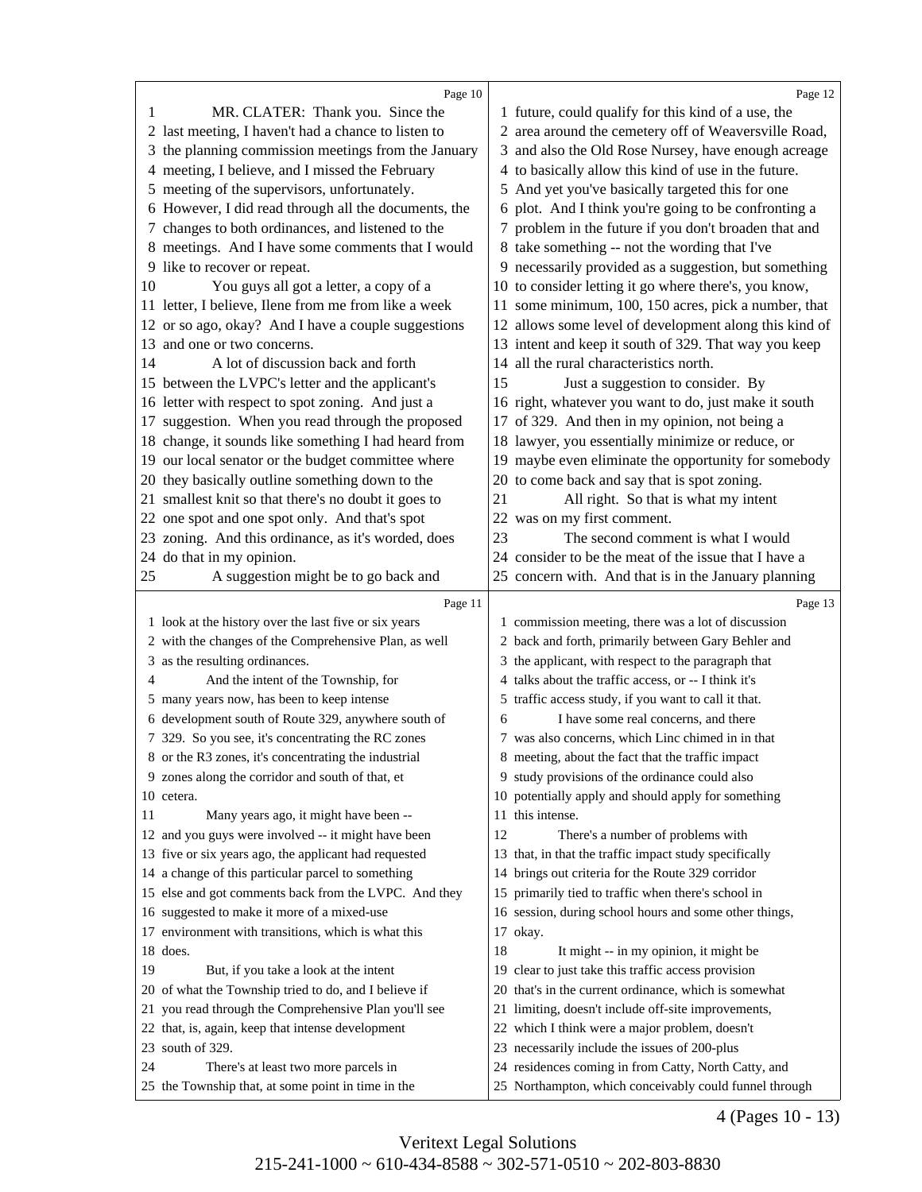MR. CLATER: Thank you. Since the last meeting, I haven't had a chance to listen to the planning commission meetings from the January meeting, I believe, and I missed the February meeting of the supervisors, unfortunately. However, I did read through all the documents, the changes to both ordinances, and listened to the meetings. And I have some comments that I would like to recover or repeat.

You guys all got a letter, a copy of a letter, I believe, Ilene from me from like a week or so ago, okay? And I have a couple suggestions and one or two concerns.

A lot of discussion back and forth between the LVPC's letter and the applicant's letter with respect to spot zoning. And just a suggestion. When you read through the proposed change, it sounds like something I had heard from our local senator or the budget committee where they basically outline something down to the smallest knit so that there's no doubt it goes to one spot and one spot only. And that's spot zoning. And this ordinance, as it's worded, does do that in my opinion.

A suggestion might be to go back and look at the history over the last five or six years with the changes of the Comprehensive Plan, as well as the resulting ordinances.

And the intent of the Township, for many years now, has been to keep intense development south of Route 329, anywhere south of 329. So you see, it's concentrating the RC zones or the R3 zones, it's concentrating the industrial zones along the corridor and south of that, et cetera.

Many years ago, it might have been -- and you guys were involved -- it might have been five or six years ago, the applicant had requested a change of this particular parcel to something else and got comments back from the LVPC. And they suggested to make it more of a mixed-use environment with transitions, which is what this does.

But, if you take a look at the intent of what the Township tried to do, and I believe if you read through the Comprehensive Plan you'll see that, is, again, keep that intense development south of 329.

There's at least two more parcels in the Township that, at some point in time in the future, could qualify for this kind of a use, the area around the cemetery off of Weaversville Road, and also the Old Rose Nursey, have enough acreage to basically allow this kind of use in the future. And yet you've basically targeted this for one plot. And I think you're going to be confronting a problem in the future if you don't broaden that and take something -- not the wording that I've necessarily provided as a suggestion, but something to consider letting it go where there's, you know, some minimum, 100, 150 acres, pick a number, that allows some level of development along this kind of intent and keep it south of 329. That way you keep all the rural characteristics north.

Just a suggestion to consider. By right, whatever you want to do, just make it south of 329. And then in my opinion, not being a lawyer, you essentially minimize or reduce, or maybe even eliminate the opportunity for somebody to come back and say that is spot zoning.

All right. So that is what my intent was on my first comment.

The second comment is what I would consider to be the meat of the issue that I have a concern with. And that is in the January planning commission meeting, there was a lot of discussion back and forth, primarily between Gary Behler and the applicant, with respect to the paragraph that talks about the traffic access, or -- I think it's traffic access study, if you want to call it that.

I have some real concerns, and there was also concerns, which Linc chimed in in that meeting, about the fact that the traffic impact study provisions of the ordinance could also potentially apply and should apply for something this intense.

There's a number of problems with that, in that the traffic impact study specifically brings out criteria for the Route 329 corridor primarily tied to traffic when there's school in session, during school hours and some other things, okay.

It might -- in my opinion, it might be clear to just take this traffic access provision that's in the current ordinance, which is somewhat limiting, doesn't include off-site improvements, which I think were a major problem, doesn't necessarily include the issues of 200-plus residences coming in from Catty, North Catty, and Northampton, which conceivably could funnel through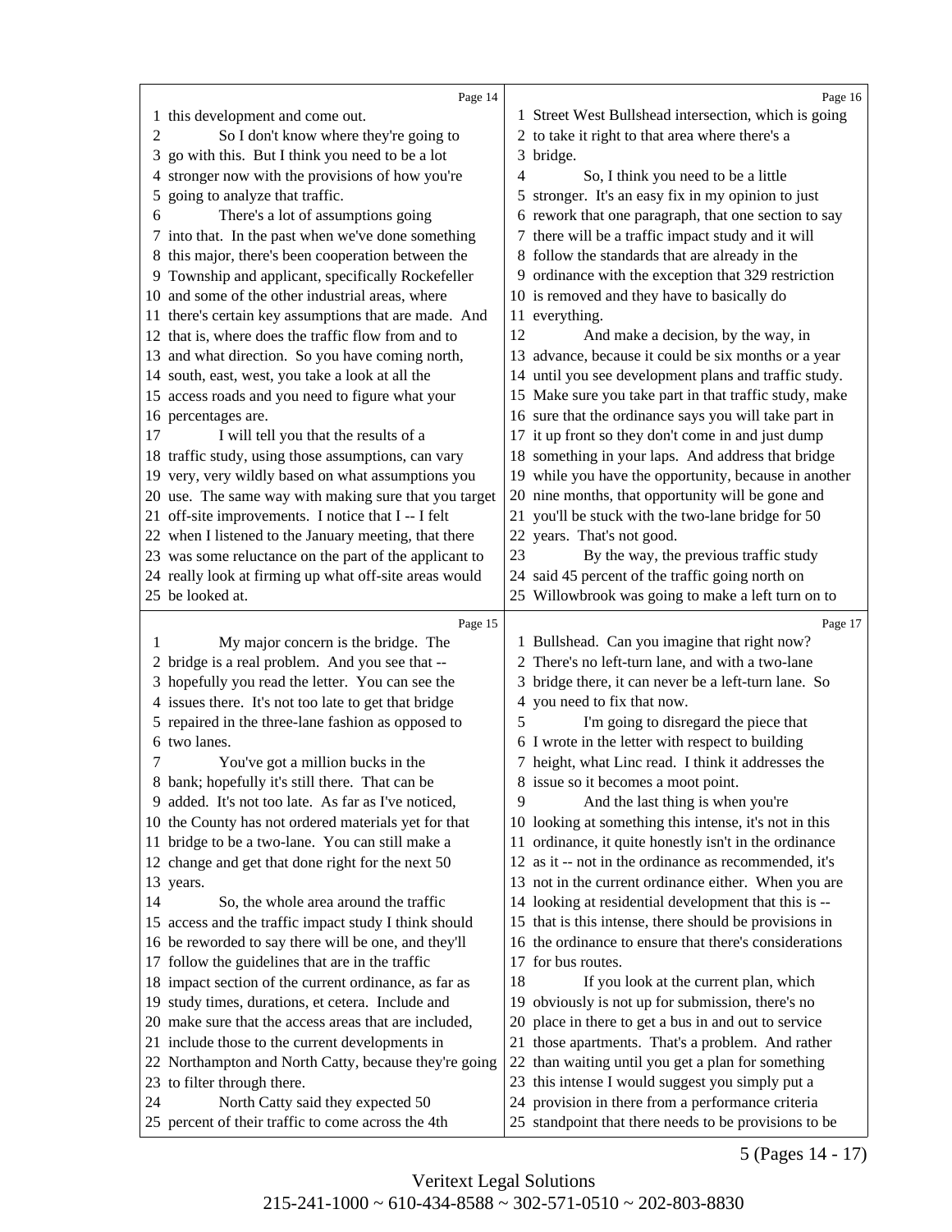Page 14

1 this development and come out.
2 So I don't know where they're going to
3 go with this. But I think you need to be a lot
4 stronger now with the provisions of how you're
5 going to analyze that traffic.
6 There's a lot of assumptions going
7 into that. In the past when we've done something
8 this major, there's been cooperation between the
9 Township and applicant, specifically Rockefeller
10 and some of the other industrial areas, where
11 there's certain key assumptions that are made. And
12 that is, where does the traffic flow from and to
13 and what direction. So you have coming north,
14 south, east, west, you take a look at all the
15 access roads and you need to figure what your
16 percentages are.
17 I will tell you that the results of a
18 traffic study, using those assumptions, can vary
19 very, very wildly based on what assumptions you
20 use. The same way with making sure that you target
21 off-site improvements. I notice that I -- I felt
22 when I listened to the January meeting, that there
23 was some reluctance on the part of the applicant to
24 really look at firming up what off-site areas would
25 be looked at.

Page 15

1 My major concern is the bridge. The
2 bridge is a real problem. And you see that --
3 hopefully you read the letter. You can see the
4 issues there. It's not too late to get that bridge
5 repaired in the three-lane fashion as opposed to
6 two lanes.
7 You've got a million bucks in the
8 bank; hopefully it's still there. That can be
9 added. It's not too late. As far as I've noticed,
10 the County has not ordered materials yet for that
11 bridge to be a two-lane. You can still make a
12 change and get that done right for the next 50
13 years.
14 So, the whole area around the traffic
15 access and the traffic impact study I think should
16 be reworded to say there will be one, and they'll
17 follow the guidelines that are in the traffic
18 impact section of the current ordinance, as far as
19 study times, durations, et cetera. Include and
20 make sure that the access areas that are included,
21 include those to the current developments in
22 Northampton and North Catty, because they're going
23 to filter through there.
24 North Catty said they expected 50
25 percent of their traffic to come across the 4th

Page 16

1 Street West Bullshead intersection, which is going
2 to take it right to that area where there's a
3 bridge.
4 So, I think you need to be a little
5 stronger. It's an easy fix in my opinion to just
6 rework that one paragraph, that one section to say
7 there will be a traffic impact study and it will
8 follow the standards that are already in the
9 ordinance with the exception that 329 restriction
10 is removed and they have to basically do
11 everything.
12 And make a decision, by the way, in
13 advance, because it could be six months or a year
14 until you see development plans and traffic study.
15 Make sure you take part in that traffic study, make
16 sure that the ordinance says you will take part in
17 it up front so they don't come in and just dump
18 something in your laps. And address that bridge
19 while you have the opportunity, because in another
20 nine months, that opportunity will be gone and
21 you'll be stuck with the two-lane bridge for 50
22 years. That's not good.
23 By the way, the previous traffic study
24 said 45 percent of the traffic going north on
25 Willowbrook was going to make a left turn on to

Page 17

1 Bullshead. Can you imagine that right now?
2 There's no left-turn lane, and with a two-lane
3 bridge there, it can never be a left-turn lane. So
4 you need to fix that now.
5 I'm going to disregard the piece that
6 I wrote in the letter with respect to building
7 height, what Linc read. I think it addresses the
8 issue so it becomes a moot point.
9 And the last thing is when you're
10 looking at something this intense, it's not in this
11 ordinance, it quite honestly isn't in the ordinance
12 as it -- not in the ordinance as recommended, it's
13 not in the current ordinance either. When you are
14 looking at residential development that this is --
15 that is this intense, there should be provisions in
16 the ordinance to ensure that there's considerations
17 for bus routes.
18 If you look at the current plan, which
19 obviously is not up for submission, there's no
20 place in there to get a bus in and out to service
21 those apartments. That's a problem. And rather
22 than waiting until you get a plan for something
23 this intense I would suggest you simply put a
24 provision in there from a performance criteria
25 standpoint that there needs to be provisions to be

5 (Pages 14 - 17)

Veritext Legal Solutions
215-241-1000 ~ 610-434-8588 ~ 302-571-0510 ~ 202-803-8830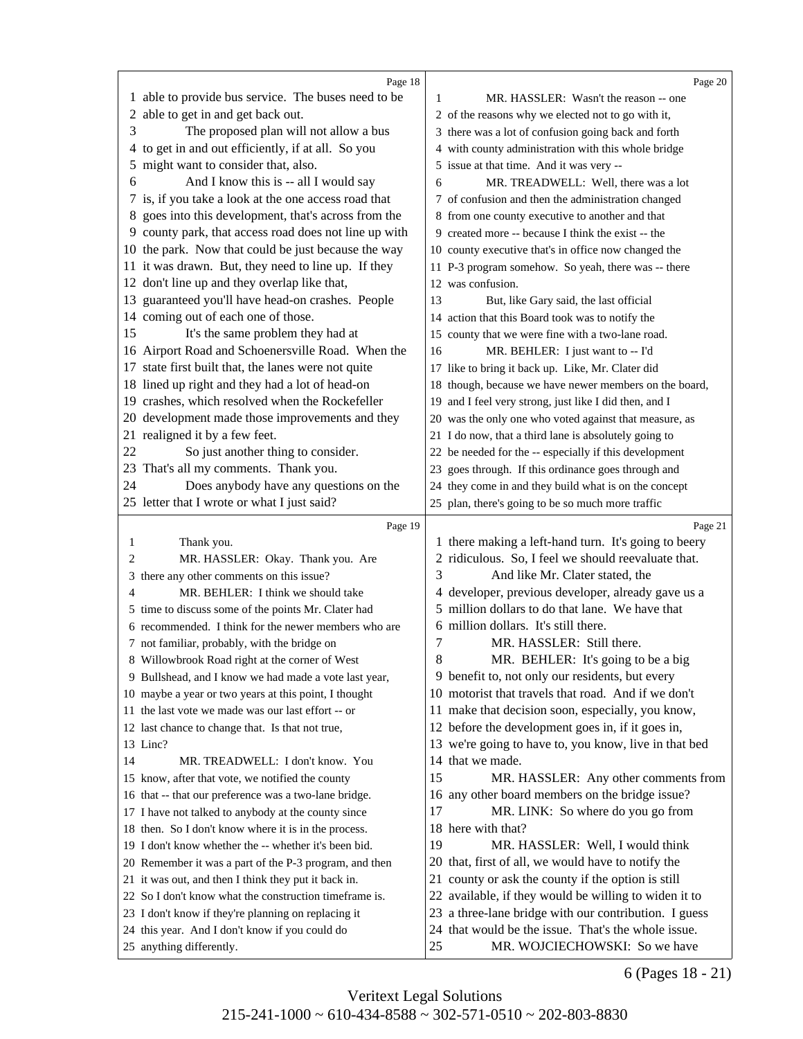Page 18

1 able to provide bus service. The buses need to be
2 able to get in and get back out.
3 The proposed plan will not allow a bus
4 to get in and out efficiently, if at all. So you
5 might want to consider that, also.
6 And I know this is -- all I would say
7 is, if you take a look at the one access road that
8 goes into this development, that's across from the
9 county park, that access road does not line up with
10 the park. Now that could be just because the way
11 it was drawn. But, they need to line up. If they
12 don't line up and they overlap like that,
13 guaranteed you'll have head-on crashes. People
14 coming out of each one of those.
15 It's the same problem they had at
16 Airport Road and Schoenersville Road. When the
17 state first built that, the lanes were not quite
18 lined up right and they had a lot of head-on
19 crashes, which resolved when the Rockefeller
20 development made those improvements and they
21 realigned it by a few feet.
22 So just another thing to consider.
23 That's all my comments. Thank you.
24 Does anybody have any questions on the
25 letter that I wrote or what I just said?

Page 19

1 Thank you.
2 MR. HASSLER: Okay. Thank you. Are
3 there any other comments on this issue?
4 MR. BEHLER: I think we should take
5 time to discuss some of the points Mr. Clater had
6 recommended. I think for the newer members who are
7 not familiar, probably, with the bridge on
8 Willowbrook Road right at the corner of West
9 Bullshead, and I know we had made a vote last year,
10 maybe a year or two years at this point, I thought
11 the last vote we made was our last effort -- or
12 last chance to change that. Is that not true,
13 Linc?
14 MR. TREADWELL: I don't know. You
15 know, after that vote, we notified the county
16 that -- that our preference was a two-lane bridge.
17 I have not talked to anybody at the county since
18 then. So I don't know where it is in the process.
19 I don't know whether the -- whether it's been bid.
20 Remember it was a part of the P-3 program, and then
21 it was out, and then I think they put it back in.
22 So I don't know what the construction timeframe is.
23 I don't know if they're planning on replacing it
24 this year. And I don't know if you could do
25 anything differently.

Page 20

1 MR. HASSLER: Wasn't the reason -- one
2 of the reasons why we elected not to go with it,
3 there was a lot of confusion going back and forth
4 with county administration with this whole bridge
5 issue at that time. And it was very --
6 MR. TREADWELL: Well, there was a lot
7 of confusion and then the administration changed
8 from one county executive to another and that
9 created more -- because I think the exist -- the
10 county executive that's in office now changed the
11 P-3 program somehow. So yeah, there was -- there
12 was confusion.
13 But, like Gary said, the last official
14 action that this Board took was to notify the
15 county that we were fine with a two-lane road.
16 MR. BEHLER: I just want to -- I'd
17 like to bring it back up. Like, Mr. Clater did
18 though, because we have newer members on the board,
19 and I feel very strong, just like I did then, and I
20 was the only one who voted against that measure, as
21 I do now, that a third lane is absolutely going to
22 be needed for the -- especially if this development
23 goes through. If this ordinance goes through and
24 they come in and they build what is on the concept
25 plan, there's going to be so much more traffic

Page 21

1 there making a left-hand turn. It's going to beery
2 ridiculous. So, I feel we should reevaluate that.
3 And like Mr. Clater stated, the
4 developer, previous developer, already gave us a
5 million dollars to do that lane. We have that
6 million dollars. It's still there.
7 MR. HASSLER: Still there.
8 MR. BEHLER: It's going to be a big
9 benefit to, not only our residents, but every
10 motorist that travels that road. And if we don't
11 make that decision soon, especially, you know,
12 before the development goes in, if it goes in,
13 we're going to have to, you know, live in that bed
14 that we made.
15 MR. HASSLER: Any other comments from
16 any other board members on the bridge issue?
17 MR. LINK: So where do you go from
18 here with that?
19 MR. HASSLER: Well, I would think
20 that, first of all, we would have to notify the
21 county or ask the county if the option is still
22 available, if they would be willing to widen it to
23 a three-lane bridge with our contribution. I guess
24 that would be the issue. That's the whole issue.
25 MR. WOJCIECHOWSKI: So we have

6 (Pages 18 - 21)

Veritext Legal Solutions
215-241-1000 ~ 610-434-8588 ~ 302-571-0510 ~ 202-803-8830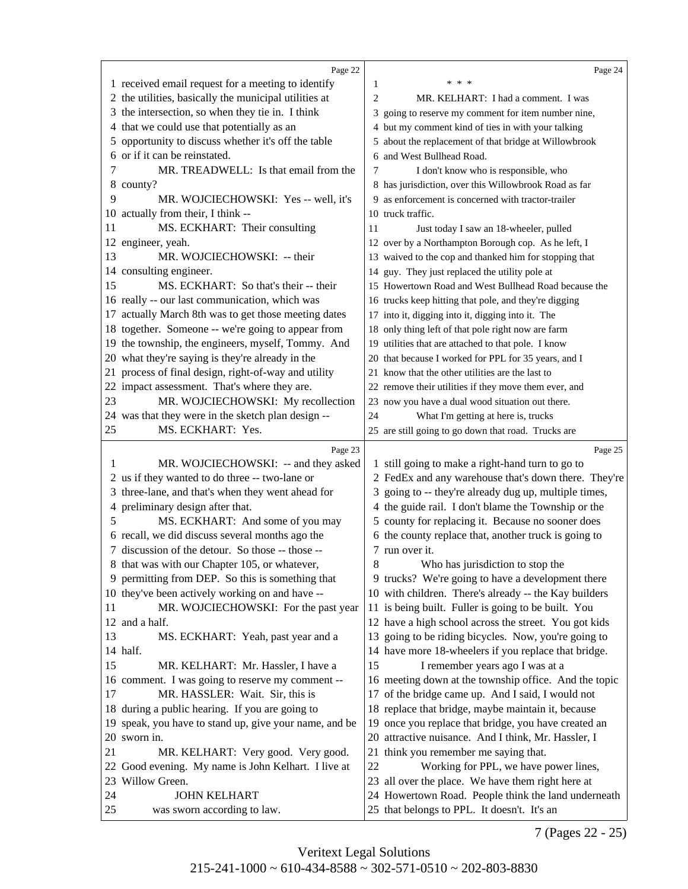**Page 22**

1 received email request for a meeting to identify
2 the utilities, basically the municipal utilities at
3 the intersection, so when they tie in. I think
4 that we could use that potentially as an
5 opportunity to discuss whether it's off the table
6 or if it can be reinstated.
7 MR. TREADWELL: Is that email from the
8 county?
9 MR. WOJCIECHOWSKI: Yes -- well, it's
10 actually from their, I think --
11 MS. ECKHART: Their consulting
12 engineer, yeah.
13 MR. WOJCIECHOWSKI: -- their
14 consulting engineer.
15 MS. ECKHART: So that's their -- their
16 really -- our last communication, which was
17 actually March 8th was to get those meeting dates
18 together. Someone -- we're going to appear from
19 the township, the engineers, myself, Tommy. And
20 what they're saying is they're already in the
21 process of final design, right-of-way and utility
22 impact assessment. That's where they are.
23 MR. WOJCIECHOWSKI: My recollection
24 was that they were in the sketch plan design --
25 MS. ECKHART: Yes.

**Page 23**

1 MR. WOJCIECHOWSKI: -- and they asked
2 us if they wanted to do three -- two-lane or
3 three-lane, and that's when they went ahead for
4 preliminary design after that.
5 MS. ECKHART: And some of you may
6 recall, we did discuss several months ago the
7 discussion of the detour. So those -- those --
8 that was with our Chapter 105, or whatever,
9 permitting from DEP. So this is something that
10 they've been actively working on and have --
11 MR. WOJCIECHOWSKI: For the past year
12 and a half.
13 MS. ECKHART: Yeah, past year and a
14 half.
15 MR. KELHART: Mr. Hassler, I have a
16 comment. I was going to reserve my comment --
17 MR. HASSLER: Wait. Sir, this is
18 during a public hearing. If you are going to
19 speak, you have to stand up, give your name, and be
20 sworn in.
21 MR. KELHART: Very good. Very good.
22 Good evening. My name is John Kelhart. I live at
23 Willow Green.
24 JOHN KELHART
25 was sworn according to law.

**Page 24**

1 \* \* \*
2 MR. KELHART: I had a comment. I was
3 going to reserve my comment for item number nine,
4 but my comment kind of ties in with your talking
5 about the replacement of that bridge at Willowbrook
6 and West Bullhead Road.
7 I don't know who is responsible, who
8 has jurisdiction, over this Willowbrook Road as far
9 as enforcement is concerned with tractor-trailer
10 truck traffic.
11 Just today I saw an 18-wheeler, pulled
12 over by a Northampton Borough cop. As he left, I
13 waived to the cop and thanked him for stopping that
14 guy. They just replaced the utility pole at
15 Howertown Road and West Bullhead Road because the
16 trucks keep hitting that pole, and they're digging
17 into it, digging into it, digging into it. The
18 only thing left of that pole right now are farm
19 utilities that are attached to that pole. I know
20 that because I worked for PPL for 35 years, and I
21 know that the other utilities are the last to
22 remove their utilities if they move them ever, and
23 now you have a dual wood situation out there.
24 What I'm getting at here is, trucks
25 are still going to go down that road. Trucks are

**Page 25**

1 still going to make a right-hand turn to go to
2 FedEx and any warehouse that's down there. They're
3 going to -- they're already dug up, multiple times,
4 the guide rail. I don't blame the Township or the
5 county for replacing it. Because no sooner does
6 the county replace that, another truck is going to
7 run over it.
8 Who has jurisdiction to stop the
9 trucks? We're going to have a development there
10 with children. There's already -- the Kay builders
11 is being built. Fuller is going to be built. You
12 have a high school across the street. You got kids
13 going to be riding bicycles. Now, you're going to
14 have more 18-wheelers if you replace that bridge.
15 I remember years ago I was at a
16 meeting down at the township office. And the topic
17 of the bridge came up. And I said, I would not
18 replace that bridge, maybe maintain it, because
19 once you replace that bridge, you have created an
20 attractive nuisance. And I think, Mr. Hassler, I
21 think you remember me saying that.
22 Working for PPL, we have power lines,
23 all over the place. We have them right here at
24 Howertown Road. People think the land underneath
25 that belongs to PPL. It doesn't. It's an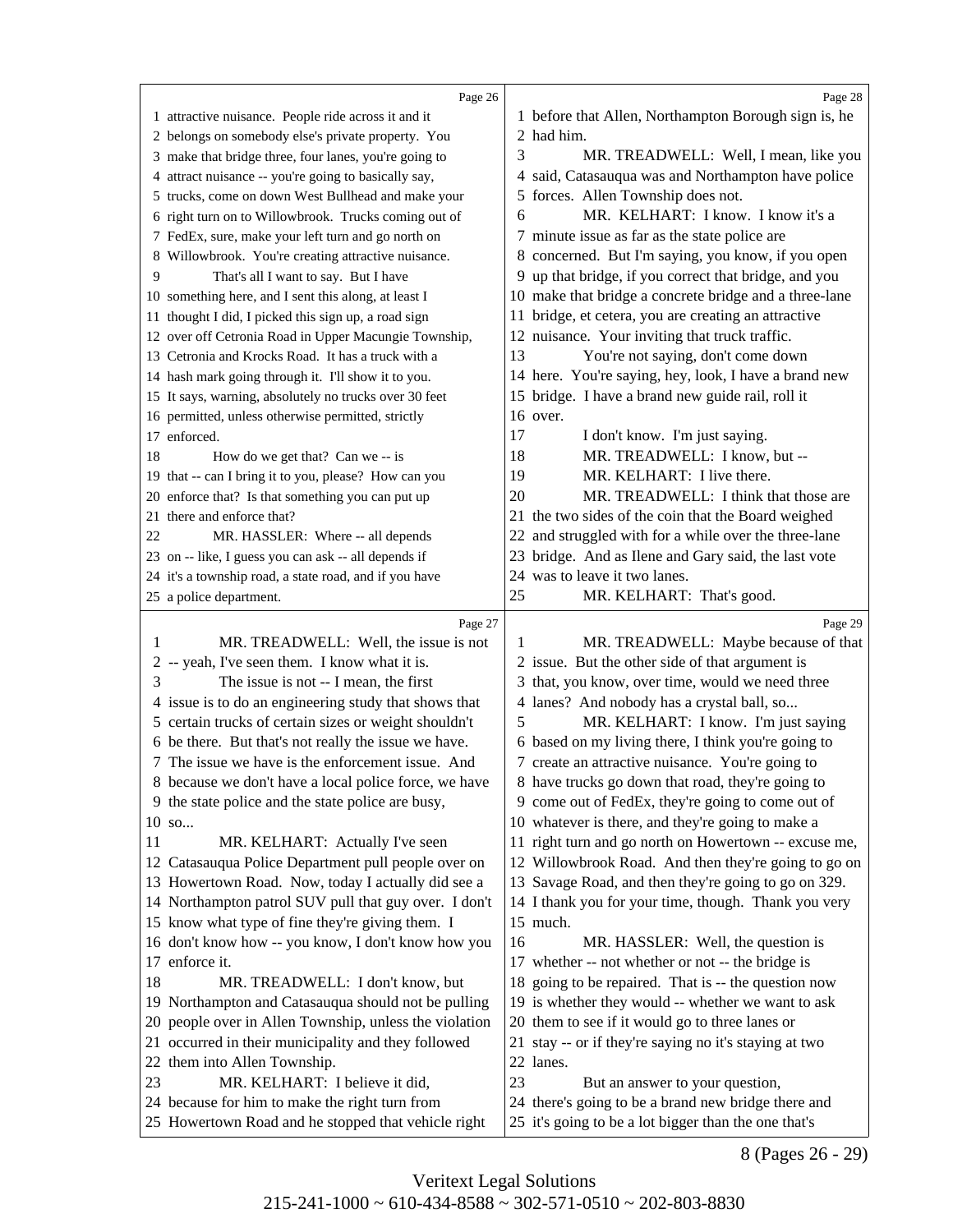Page 26

1 attractive nuisance. People ride across it and it
2 belongs on somebody else's private property. You
3 make that bridge three, four lanes, you're going to
4 attract nuisance -- you're going to basically say,
5 trucks, come on down West Bullhead and make your
6 right turn on to Willowbrook. Trucks coming out of
7 FedEx, sure, make your left turn and go north on
8 Willowbrook. You're creating attractive nuisance.
9 That's all I want to say. But I have
10 something here, and I sent this along, at least I
11 thought I did, I picked this sign up, a road sign
12 over off Cetronia Road in Upper Macungie Township,
13 Cetronia and Krocks Road. It has a truck with a
14 hash mark going through it. I'll show it to you.
15 It says, warning, absolutely no trucks over 30 feet
16 permitted, unless otherwise permitted, strictly
17 enforced.
18 How do we get that? Can we -- is
19 that -- can I bring it to you, please? How can you
20 enforce that? Is that something you can put up
21 there and enforce that?
22 MR. HASSLER: Where -- all depends
23 on -- like, I guess you can ask -- all depends if
24 it's a township road, a state road, and if you have
25 a police department.

Page 27

1 MR. TREADWELL: Well, the issue is not
2 -- yeah, I've seen them. I know what it is.
3 The issue is not -- I mean, the first
4 issue is to do an engineering study that shows that
5 certain trucks of certain sizes or weight shouldn't
6 be there. But that's not really the issue we have.
7 The issue we have is the enforcement issue. And
8 because we don't have a local police force, we have
9 the state police and the state police are busy,
10 so...
11 MR. KELHART: Actually I've seen
12 Catasauqua Police Department pull people over on
13 Howertown Road. Now, today I actually did see a
14 Northampton patrol SUV pull that guy over. I don't
15 know what type of fine they're giving them. I
16 don't know how -- you know, I don't know how you
17 enforce it.
18 MR. TREADWELL: I don't know, but
19 Northampton and Catasauqua should not be pulling
20 people over in Allen Township, unless the violation
21 occurred in their municipality and they followed
22 them into Allen Township.
23 MR. KELHART: I believe it did,
24 because for him to make the right turn from
25 Howertown Road and he stopped that vehicle right

Page 28

1 before that Allen, Northampton Borough sign is, he
2 had him.
3 MR. TREADWELL: Well, I mean, like you
4 said, Catasauqua was and Northampton have police
5 forces. Allen Township does not.
6 MR. KELHART: I know. I know it's a
7 minute issue as far as the state police are
8 concerned. But I'm saying, you know, if you open
9 up that bridge, if you correct that bridge, and you
10 make that bridge a concrete bridge and a three-lane
11 bridge, et cetera, you are creating an attractive
12 nuisance. Your inviting that truck traffic.
13 You're not saying, don't come down
14 here. You're saying, hey, look, I have a brand new
15 bridge. I have a brand new guide rail, roll it
16 over.
17 I don't know. I'm just saying.
18 MR. TREADWELL: I know, but --
19 MR. KELHART: I live there.
20 MR. TREADWELL: I think that those are
21 the two sides of the coin that the Board weighed
22 and struggled with for a while over the three-lane
23 bridge. And as Ilene and Gary said, the last vote
24 was to leave it two lanes.
25 MR. KELHART: That's good.

Page 29

1 MR. TREADWELL: Maybe because of that
2 issue. But the other side of that argument is
3 that, you know, over time, would we need three
4 lanes? And nobody has a crystal ball, so...
5 MR. KELHART: I know. I'm just saying
6 based on my living there, I think you're going to
7 create an attractive nuisance. You're going to
8 have trucks go down that road, they're going to
9 come out of FedEx, they're going to come out of
10 whatever is there, and they're going to make a
11 right turn and go north on Howertown -- excuse me,
12 Willowbrook Road. And then they're going to go on
13 Savage Road, and then they're going to go on 329.
14 I thank you for your time, though. Thank you very
15 much.
16 MR. HASSLER: Well, the question is
17 whether -- not whether or not -- the bridge is
18 going to be repaired. That is -- the question now
19 is whether they would -- whether we want to ask
20 them to see if it would go to three lanes or
21 stay -- or if they're saying no it's staying at two
22 lanes.
23 But an answer to your question,
24 there's going to be a brand new bridge there and
25 it's going to be a lot bigger than the one that's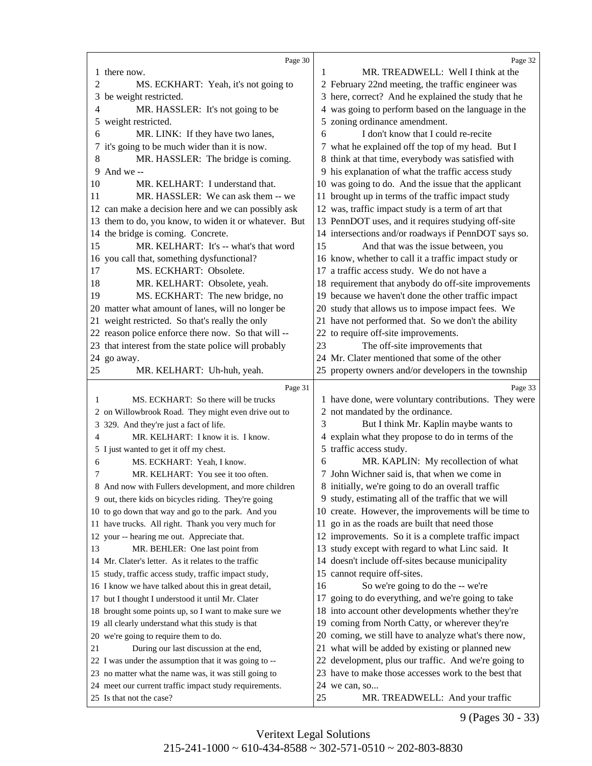there now.

MS. ECKHART: Yeah, it's not going to be weight restricted.

MR. HASSLER: It's not going to be weight restricted.

MR. LINK: If they have two lanes, it's going to be much wider than it is now.

MR. HASSLER: The bridge is coming. And we --

MR. KELHART: I understand that.

MR. HASSLER: We can ask them -- we can make a decision here and we can possibly ask them to do, you know, to widen it or whatever. But the bridge is coming. Concrete.

MR. KELHART: It's -- what's that word you call that, something dysfunctional?

MS. ECKHART: Obsolete.

MR. KELHART: Obsolete, yeah.

MS. ECKHART: The new bridge, no matter what amount of lanes, will no longer be weight restricted. So that's really the only reason police enforce there now. So that will -- that interest from the state police will probably go away.

MR. KELHART: Uh-huh, yeah.

MS. ECKHART: So there will be trucks on Willowbrook Road. They might even drive out to 329. And they're just a fact of life.

MR. KELHART: I know it is. I know. I just wanted to get it off my chest.

MS. ECKHART: Yeah, I know.

MR. KELHART: You see it too often. And now with Fullers development, and more children out, there kids on bicycles riding. They're going to go down that way and go to the park. And you have trucks. All right. Thank you very much for your -- hearing me out. Appreciate that.

MR. BEHLER: One last point from Mr. Clater's letter. As it relates to the traffic study, traffic access study, traffic impact study, I know we have talked about this in great detail, but I thought I understood it until Mr. Clater brought some points up, so I want to make sure we all clearly understand what this study is that we're going to require them to do.

During our last discussion at the end, I was under the assumption that it was going to -- no matter what the name was, it was still going to meet our current traffic impact study requirements. Is that not the case?

MR. TREADWELL: Well I think at the February 22nd meeting, the traffic engineer was here, correct? And he explained the study that he was going to perform based on the language in the zoning ordinance amendment.

I don't know that I could re-recite what he explained off the top of my head. But I think at that time, everybody was satisfied with his explanation of what the traffic access study was going to do. And the issue that the applicant brought up in terms of the traffic impact study was, traffic impact study is a term of art that PennDOT uses, and it requires studying off-site intersections and/or roadways if PennDOT says so.

And that was the issue between, you know, whether to call it a traffic impact study or a traffic access study. We do not have a requirement that anybody do off-site improvements because we haven't done the other traffic impact study that allows us to impose impact fees. We have not performed that. So we don't the ability to require off-site improvements.

The off-site improvements that Mr. Clater mentioned that some of the other property owners and/or developers in the township have done, were voluntary contributions. They were not mandated by the ordinance.

But I think Mr. Kaplin maybe wants to explain what they propose to do in terms of the traffic access study.

MR. KAPLIN: My recollection of what John Wichner said is, that when we come in initially, we're going to do an overall traffic study, estimating all of the traffic that we will create. However, the improvements will be time to go in as the roads are built that need those improvements. So it is a complete traffic impact study except with regard to what Linc said. It doesn't include off-sites because municipality cannot require off-sites.

So we're going to do the -- we're going to do everything, and we're going to take into account other developments whether they're coming from North Catty, or wherever they're coming, we still have to analyze what's there now, what will be added by existing or planned new development, plus our traffic. And we're going to have to make those accesses work to the best that we can, so...

MR. TREADWELL: And your traffic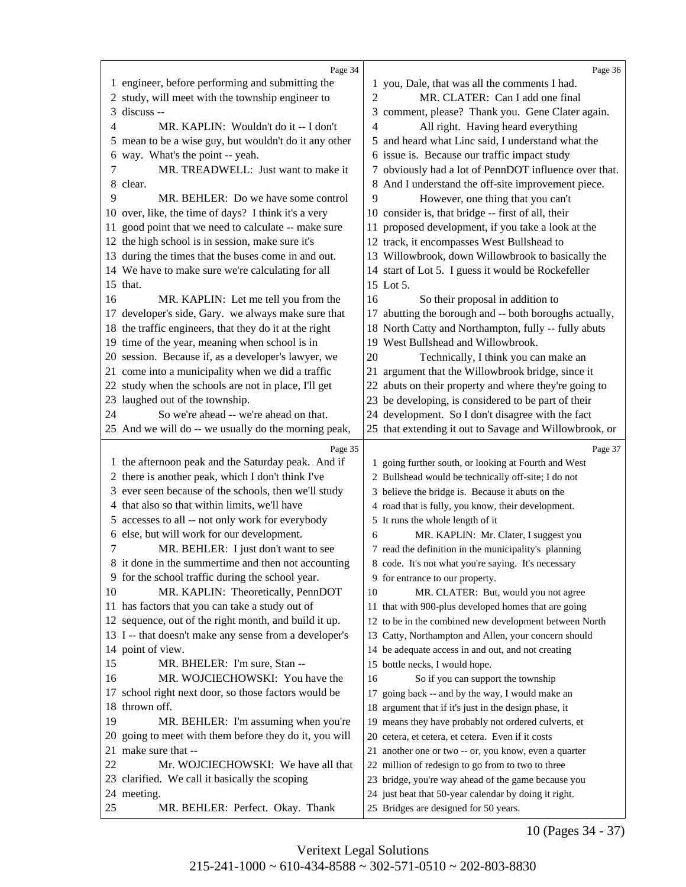Page 34

1 engineer, before performing and submitting the
2 study, will meet with the township engineer to
3 discuss --
4 MR. KAPLIN: Wouldn't do it -- I don't
5 mean to be a wise guy, but wouldn't do it any other
6 way. What's the point -- yeah.
7 MR. TREADWELL: Just want to make it
8 clear.
9 MR. BEHLER: Do we have some control
10 over, like, the time of days? I think it's a very
11 good point that we need to calculate -- make sure
12 the high school is in session, make sure it's
13 during the times that the buses come in and out.
14 We have to make sure we're calculating for all
15 that.
16 MR. KAPLIN: Let me tell you from the
17 developer's side, Gary. we always make sure that
18 the traffic engineers, that they do it at the right
19 time of the year, meaning when school is in
20 session. Because if, as a developer's lawyer, we
21 come into a municipality when we did a traffic
22 study when the schools are not in place, I'll get
23 laughed out of the township.
24 So we're ahead -- we're ahead on that.
25 And we will do -- we usually do the morning peak,

Page 35

1 the afternoon peak and the Saturday peak. And if
2 there is another peak, which I don't think I've
3 ever seen because of the schools, then we'll study
4 that also so that within limits, we'll have
5 accesses to all -- not only work for everybody
6 else, but will work for our development.
7 MR. BEHLER: I just don't want to see
8 it done in the summertime and then not accounting
9 for the school traffic during the school year.
10 MR. KAPLIN: Theoretically, PennDOT
11 has factors that you can take a study out of
12 sequence, out of the right month, and build it up.
13 I -- that doesn't make any sense from a developer's
14 point of view.
15 MR. BHELER: I'm sure, Stan --
16 MR. WOJCIECHOWSKI: You have the
17 school right next door, so those factors would be
18 thrown off.
19 MR. BEHLER: I'm assuming when you're
20 going to meet with them before they do it, you will
21 make sure that --
22 Mr. WOJCIECHOWSKI: We have all that
23 clarified. We call it basically the scoping
24 meeting.
25 MR. BEHLER: Perfect. Okay. Thank

Page 36

1 you, Dale, that was all the comments I had.
2 MR. CLATER: Can I add one final
3 comment, please? Thank you. Gene Clater again.
4 All right. Having heard everything
5 and heard what Linc said, I understand what the
6 issue is. Because our traffic impact study
7 obviously had a lot of PennDOT influence over that.
8 And I understand the off-site improvement piece.
9 However, one thing that you can't
10 consider is, that bridge -- first of all, their
11 proposed development, if you take a look at the
12 track, it encompasses West Bullshead to
13 Willowbrook, down Willowbrook to basically the
14 start of Lot 5. I guess it would be Rockefeller
15 Lot 5.
16 So their proposal in addition to
17 abutting the borough and -- both boroughs actually,
18 North Catty and Northampton, fully -- fully abuts
19 West Bullshead and Willowbrook.
20 Technically, I think you can make an
21 argument that the Willowbrook bridge, since it
22 abuts on their property and where they're going to
23 be developing, is considered to be part of their
24 development. So I don't disagree with the fact
25 that extending it out to Savage and Willowbrook, or

Page 37

1 going further south, or looking at Fourth and West
2 Bullshead would be technically off-site; I do not
3 believe the bridge is. Because it abuts on the
4 road that is fully, you know, their development.
5 It runs the whole length of it
6 MR. KAPLIN: Mr. Clater, I suggest you
7 read the definition in the municipality's planning
8 code. It's not what you're saying. It's necessary
9 for entrance to our property.
10 MR. CLATER: But, would you not agree
11 that with 900-plus developed homes that are going
12 to be in the combined new development between North
13 Catty, Northampton and Allen, your concern should
14 be adequate access in and out, and not creating
15 bottle necks, I would hope.
16 So if you can support the township
17 going back -- and by the way, I would make an
18 argument that if it's just in the design phase, it
19 means they have probably not ordered culverts, et
20 cetera, et cetera, et cetera. Even if it costs
21 another one or two -- or, you know, even a quarter
22 million of redesign to go from two to three
23 bridge, you're way ahead of the game because you
24 just beat that 50-year calendar by doing it right.
25 Bridges are designed for 50 years.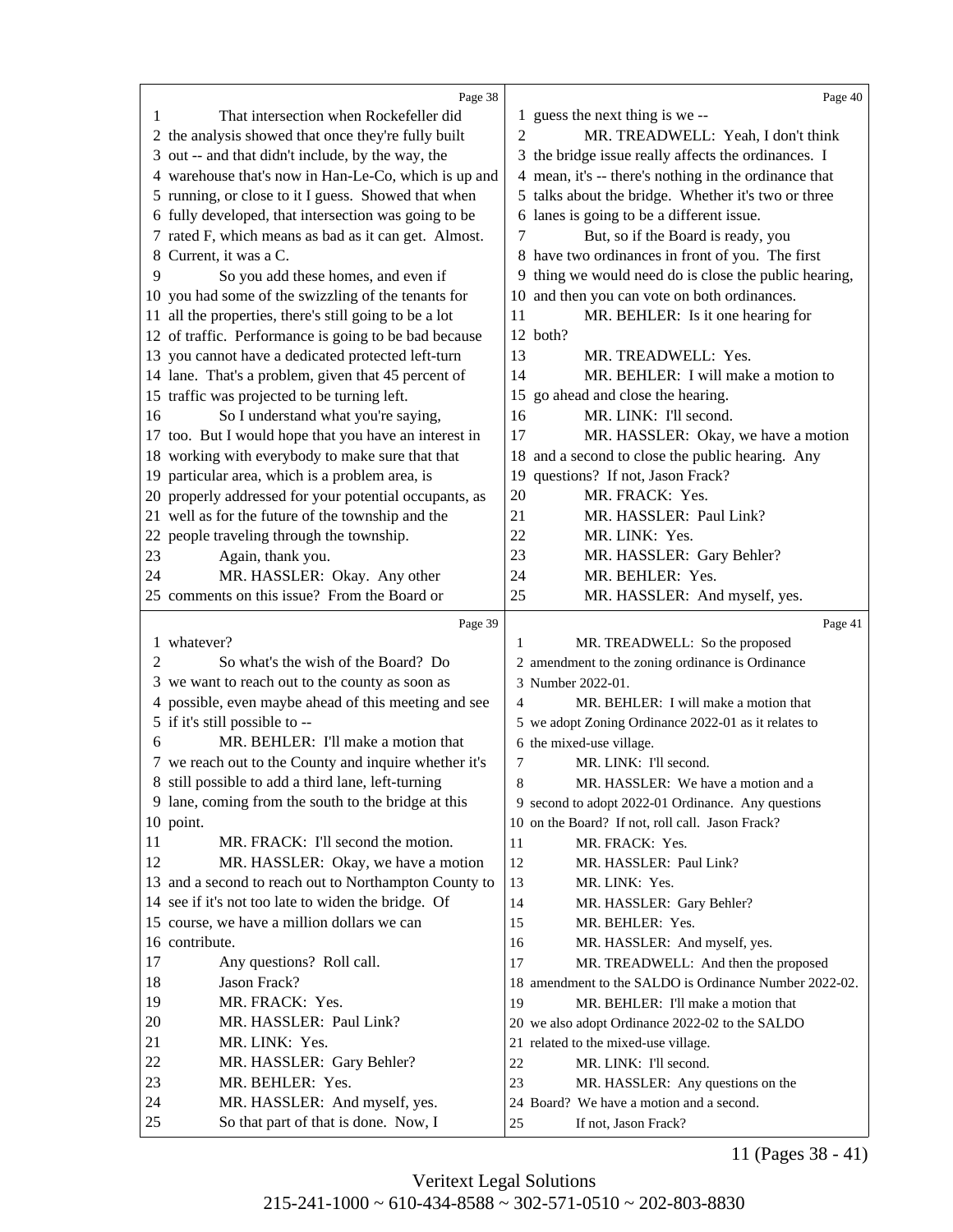Page 38

1 That intersection when Rockefeller did
2 the analysis showed that once they're fully built
3 out -- and that didn't include, by the way, the
4 warehouse that's now in Han-Le-Co, which is up and
5 running, or close to it I guess. Showed that when
6 fully developed, that intersection was going to be
7 rated F, which means as bad as it can get. Almost.
8 Current, it was a C.
9 So you add these homes, and even if
10 you had some of the swizzling of the tenants for
11 all the properties, there's still going to be a lot
12 of traffic. Performance is going to be bad because
13 you cannot have a dedicated protected left-turn
14 lane. That's a problem, given that 45 percent of
15 traffic was projected to be turning left.
16 So I understand what you're saying,
17 too. But I would hope that you have an interest in
18 working with everybody to make sure that that
19 particular area, which is a problem area, is
20 properly addressed for your potential occupants, as
21 well as for the future of the township and the
22 people traveling through the township.
23 Again, thank you.
24 MR. HASSLER: Okay. Any other
25 comments on this issue? From the Board or

Page 39

1 whatever?
2 So what's the wish of the Board? Do
3 we want to reach out to the county as soon as
4 possible, even maybe ahead of this meeting and see
5 if it's still possible to --
6 MR. BEHLER: I'll make a motion that
7 we reach out to the County and inquire whether it's
8 still possible to add a third lane, left-turning
9 lane, coming from the south to the bridge at this
10 point.
11 MR. FRACK: I'll second the motion.
12 MR. HASSLER: Okay, we have a motion
13 and a second to reach out to Northampton County to
14 see if it's not too late to widen the bridge. Of
15 course, we have a million dollars we can
16 contribute.
17 Any questions? Roll call.
18 Jason Frack?
19 MR. FRACK: Yes.
20 MR. HASSLER: Paul Link?
21 MR. LINK: Yes.
22 MR. HASSLER: Gary Behler?
23 MR. BEHLER: Yes.
24 MR. HASSLER: And myself, yes.
25 So that part of that is done. Now, I

Page 40

1 guess the next thing is we --
2 MR. TREADWELL: Yeah, I don't think
3 the bridge issue really affects the ordinances. I
4 mean, it's -- there's nothing in the ordinance that
5 talks about the bridge. Whether it's two or three
6 lanes is going to be a different issue.
7 But, so if the Board is ready, you
8 have two ordinances in front of you. The first
9 thing we would need do is close the public hearing,
10 and then you can vote on both ordinances.
11 MR. BEHLER: Is it one hearing for
12 both?
13 MR. TREADWELL: Yes.
14 MR. BEHLER: I will make a motion to
15 go ahead and close the hearing.
16 MR. LINK: I'll second.
17 MR. HASSLER: Okay, we have a motion
18 and a second to close the public hearing. Any
19 questions? If not, Jason Frack?
20 MR. FRACK: Yes.
21 MR. HASSLER: Paul Link?
22 MR. LINK: Yes.
23 MR. HASSLER: Gary Behler?
24 MR. BEHLER: Yes.
25 MR. HASSLER: And myself, yes.

Page 41

1 MR. TREADWELL: So the proposed
2 amendment to the zoning ordinance is Ordinance
3 Number 2022-01.
4 MR. BEHLER: I will make a motion that
5 we adopt Zoning Ordinance 2022-01 as it relates to
6 the mixed-use village.
7 MR. LINK: I'll second.
8 MR. HASSLER: We have a motion and a
9 second to adopt 2022-01 Ordinance. Any questions
10 on the Board? If not, roll call. Jason Frack?
11 MR. FRACK: Yes.
12 MR. HASSLER: Paul Link?
13 MR. LINK: Yes.
14 MR. HASSLER: Gary Behler?
15 MR. BEHLER: Yes.
16 MR. HASSLER: And myself, yes.
17 MR. TREADWELL: And then the proposed
18 amendment to the SALDO is Ordinance Number 2022-02.
19 MR. BEHLER: I'll make a motion that
20 we also adopt Ordinance 2022-02 to the SALDO
21 related to the mixed-use village.
22 MR. LINK: I'll second.
23 MR. HASSLER: Any questions on the
24 Board? We have a motion and a second.
25 If not, Jason Frack?

11 (Pages 38 - 41)

Veritext Legal Solutions
215-241-1000 ~ 610-434-8588 ~ 302-571-0510 ~ 202-803-8830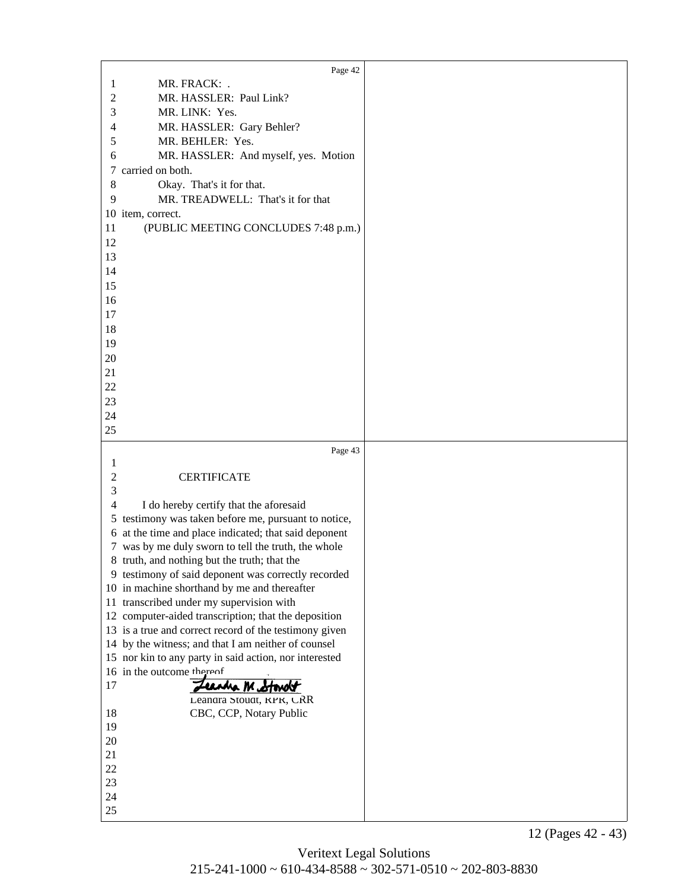Page 42

1 MR. FRACK: .
2 MR. HASSLER: Paul Link?
3 MR. LINK: Yes.
4 MR. HASSLER: Gary Behler?
5 MR. BEHLER: Yes.
6 MR. HASSLER: And myself, yes. Motion
7 carried on both.
8 Okay. That's it for that.
9 MR. TREADWELL: That's it for that
10 item, correct.
11 (PUBLIC MEETING CONCLUDES 7:48 p.m.)
12
13
14
15
16
17
18
19
20
21
22
23
24
25

Page 43

1
2 CERTIFICATE
3
4 I do hereby certify that the aforesaid
5 testimony was taken before me, pursuant to notice,
6 at the time and place indicated; that said deponent
7 was by me duly sworn to tell the truth, the whole
8 truth, and nothing but the truth; that the
9 testimony of said deponent was correctly recorded
10 in machine shorthand by me and thereafter
11 transcribed under my supervision with
12 computer-aided transcription; that the deposition
13 is a true and correct record of the testimony given
14 by the witness; and that I am neither of counsel
15 nor kin to any party in said action, nor interested
16 in the outcome thereof.
17 Leandra M. Stoudt
Leandra Stoudt, RPR, CRR
18 CBC, CCP, Notary Public
19
20
21
22
23
24
25

Veritext Legal Solutions
215-241-1000 ~ 610-434-8588 ~ 302-571-0510 ~ 202-803-8830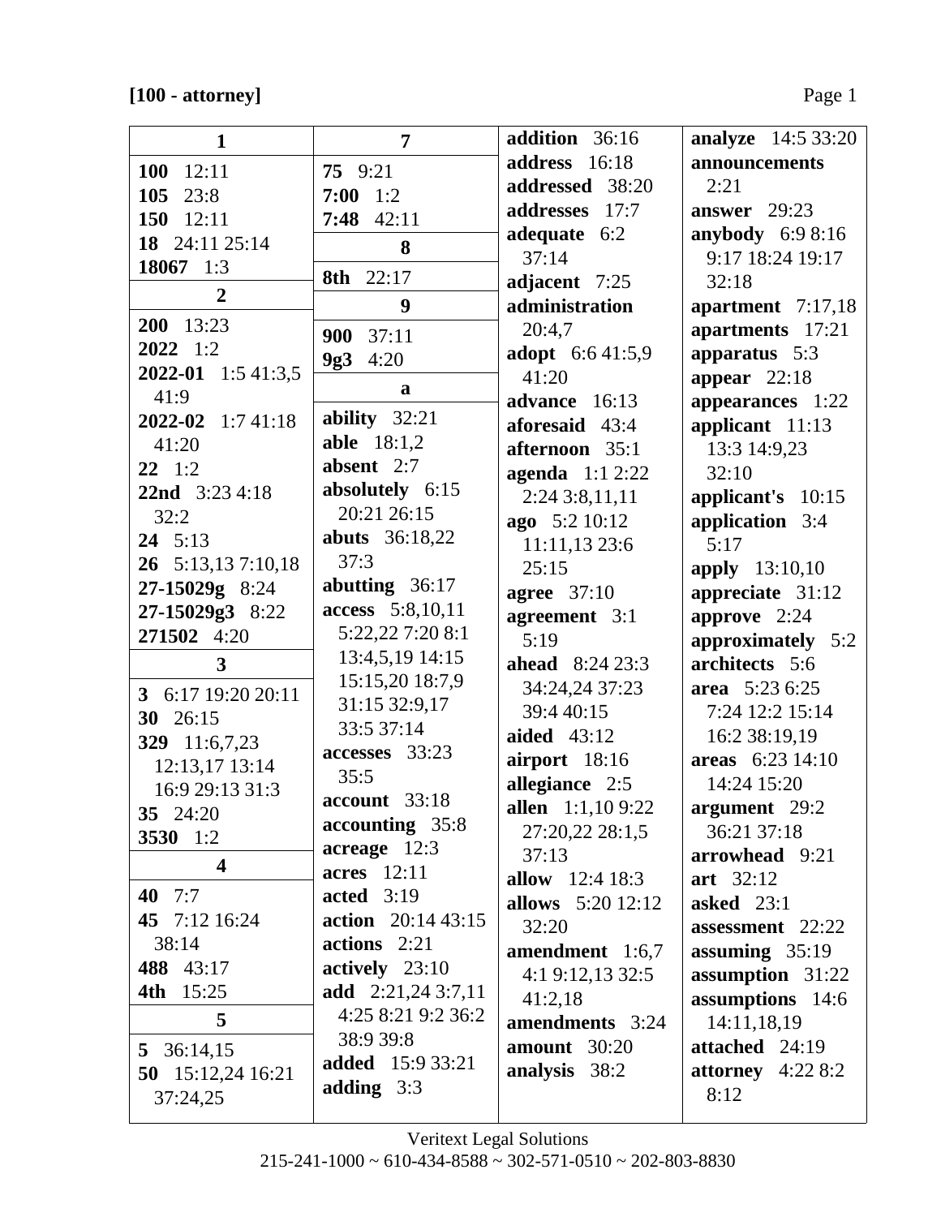**[100 - attorney]**

| 1 | 7 | | |
|---|---|---|---|
| **100** 12:11 | **75** 9:21 | **addition** 36:16 | **analyze** 14:5 33:20 |
| **105** 23:8 | **7:00** 1:2 | **address** 16:18 | **announcements** 2:21 |
| **150** 12:11 | **7:48** 42:11 | **addressed** 38:20 | **answer** 29:23 |
| **18** 24:11 25:14 | **8** | **addresses** 17:7 | **anybody** 6:9 8:16 9:17 18:24 19:17 32:18 |
| **18067** 1:3 | **8th** 22:17 | **adequate** 6:2 37:14 | **apartment** 7:17,18 |
| **2** | **9** | **adjacent** 7:25 | **apartments** 17:21 |
| **200** 13:23 | **900** 37:11 | **administration** 20:4,7 | **apparatus** 5:3 |
| **2022** 1:2 | **9g3** 4:20 | **adopt** 6:6 41:5,9 41:20 | **appear** 22:18 |
| **2022-01** 1:5 41:3,5 41:9 | **a** | **advance** 16:13 | **appearances** 1:22 |
| **2022-02** 1:7 41:18 41:20 | **ability** 32:21 | **aforesaid** 43:4 | **applicant** 11:13 13:3 14:9,23 32:10 |
| **22** 1:2 | **able** 18:1,2 | **afternoon** 35:1 | **applicant's** 10:15 |
| **22nd** 3:23 4:18 32:2 | **absent** 2:7 | **agenda** 1:1 2:22 2:24 3:8,11,11 | **application** 3:4 5:17 |
| **24** 5:13 | **absolutely** 6:15 20:21 26:15 | **ago** 5:2 10:12 11:11,13 23:6 25:15 | **apply** 13:10,10 |
| **26** 5:13,13 7:10,18 | **abuts** 36:18,22 37:3 | **agree** 37:10 | **appreciate** 31:12 |
| **27-15029g** 8:24 | **abutting** 36:17 | **agreement** 3:1 5:19 | **approve** 2:24 |
| **27-15029g3** 8:22 | **access** 5:8,10,11 5:22,22 7:20 8:1 13:4,5,19 14:15 15:15,20 18:7,9 31:15 32:9,17 33:5 37:14 | **ahead** 8:24 23:3 34:24,24 37:23 39:4 40:15 | **approximately** 5:2 |
| **271502** 4:20 | **accesses** 33:23 35:5 | **aided** 43:12 | **architects** 5:6 |
| **3** | **account** 33:18 | **airport** 18:16 | **area** 5:23 6:25 7:24 12:2 15:14 16:2 38:19,19 |
| **3** 6:17 19:20 20:11 | **accounting** 35:8 | **allegiance** 2:5 | **areas** 6:23 14:10 14:24 15:20 |
| **30** 26:15 | **acreage** 12:3 | **allen** 1:1,10 9:22 27:20,22 28:1,5 37:13 | **argument** 29:2 36:21 37:18 |
| **329** 11:6,7,23 12:13,17 13:14 16:9 29:13 31:3 | **acres** 12:11 | **allow** 12:4 18:3 | **arrowhead** 9:21 |
| **35** 24:20 | **acted** 3:19 | **allows** 5:20 12:12 32:20 | **art** 32:12 |
| **3530** 1:2 | **action** 20:14 43:15 | **amendment** 1:6,7 4:1 9:12,13 32:5 41:2,18 | **asked** 23:1 |
| **4** | **actions** 2:21 | **amendments** 3:24 | **assessment** 22:22 |
| **40** 7:7 | **actively** 23:10 | **amount** 30:20 | **assuming** 35:19 |
| **45** 7:12 16:24 38:14 | **add** 2:21,24 3:7,11 4:25 8:21 9:2 36:2 38:9 39:8 | **analysis** 38:2 | **assumption** 31:22 |
| **488** 43:17 | **added** 15:9 33:21 | | **assumptions** 14:6 14:11,18,19 |
| **4th** 15:25 | **adding** 3:3 | | **attached** 24:19 |
| **5** | | | **attorney** 4:22 8:2 8:12 |
| **5** 36:14,15 | | | |
| **50** 15:12,24 16:21 37:24,25 | | | |

Veritext Legal Solutions
215-241-1000 ~ 610-434-8588 ~ 302-571-0510 ~ 202-803-8830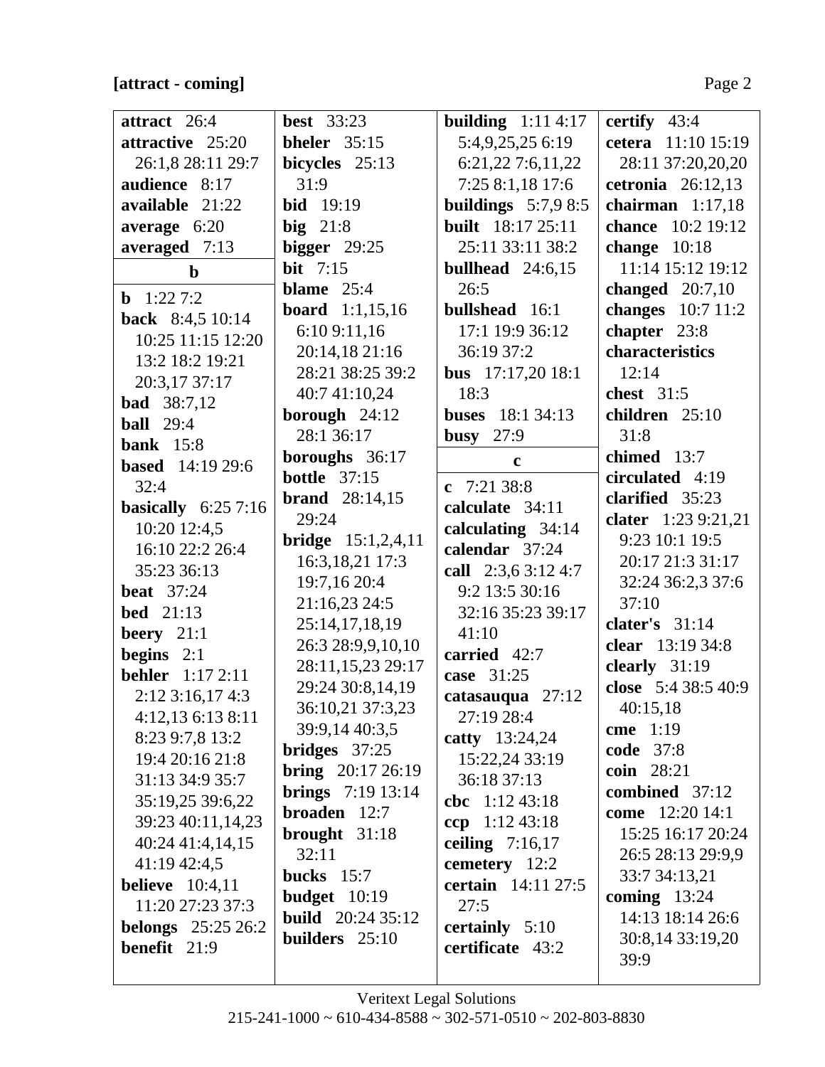**[attract - coming]**

**attract** 26:4
**attractive** 25:20 26:1,8 28:11 29:7
**audience** 8:17
**available** 21:22
**average** 6:20
**averaged** 7:13

**b**

**b** 1:22 7:2
**back** 8:4,5 10:14 10:25 11:15 12:20 13:2 18:2 19:21 20:3,17 37:17
**bad** 38:7,12
**ball** 29:4
**bank** 15:8
**based** 14:19 29:6 32:4
**basically** 6:25 7:16 10:20 12:4,5 16:10 22:2 26:4 35:23 36:13
**beat** 37:24
**bed** 21:13
**beery** 21:1
**begins** 2:1
**behler** 1:17 2:11 2:12 3:16,17 4:3 4:12,13 6:13 8:11 8:23 9:7,8 13:2 19:4 20:16 21:8 31:13 34:9 35:7 35:19,25 39:6,22 39:23 40:11,14,23 40:24 41:4,14,15 41:19 42:4,5
**believe** 10:4,11 11:20 27:23 37:3
**belongs** 25:25 26:2
**benefit** 21:9
**best** 33:23
**bheler** 35:15
**bicycles** 25:13 31:9
**bid** 19:19
**big** 21:8
**bigger** 29:25
**bit** 7:15
**blame** 25:4
**board** 1:1,15,16 6:10 9:11,16 20:14,18 21:16 28:21 38:25 39:2 40:7 41:10,24
**borough** 24:12 28:1 36:17
**boroughs** 36:17
**bottle** 37:15
**brand** 28:14,15 29:24
**bridge** 15:1,2,4,11 16:3,18,21 17:3 19:7,16 20:4 21:16,23 24:5 25:14,17,18,19 26:3 28:9,9,10,10 28:11,15,23 29:17 29:24 30:8,14,19 36:10,21 37:3,23 39:9,14 40:3,5
**bridges** 37:25
**bring** 20:17 26:19
**brings** 7:19 13:14
**broaden** 12:7
**brought** 31:18 32:11
**bucks** 15:7
**budget** 10:19
**build** 20:24 35:12
**builders** 25:10
**building** 1:11 4:17 5:4,9,25,25 6:19 6:21,22 7:6,11,22 7:25 8:1,18 17:6
**buildings** 5:7,9 8:5
**built** 18:17 25:11 25:11 33:11 38:2
**bullhead** 24:6,15 26:5
**bullshead** 16:1 17:1 19:9 36:12 36:19 37:2
**bus** 17:17,20 18:1 18:3
**buses** 18:1 34:13
**busy** 27:9

**c**

**c** 7:21 38:8
**calculate** 34:11
**calculating** 34:14
**calendar** 37:24
**call** 2:3,6 3:12 4:7 9:2 13:5 30:16 32:16 35:23 39:17 41:10
**carried** 42:7
**case** 31:25
**catasauqua** 27:12 27:19 28:4
**catty** 13:24,24 15:22,24 33:19 36:18 37:13
**cbc** 1:12 43:18
**ccp** 1:12 43:18
**ceiling** 7:16,17
**cemetery** 12:2
**certain** 14:11 27:5 27:5
**certainly** 5:10
**certificate** 43:2
**certify** 43:4
**cetera** 11:10 15:19 28:11 37:20,20,20
**cetronia** 26:12,13
**chairman** 1:17,18
**chance** 10:2 19:12
**change** 10:18 11:14 15:12 19:12
**changed** 20:7,10
**changes** 10:7 11:2
**chapter** 23:8
**characteristics** 12:14
**chest** 31:5
**children** 25:10 31:8
**chimed** 13:7
**circulated** 4:19
**clarified** 35:23
**clater** 1:23 9:21,21 9:23 10:1 19:5 20:17 21:3 31:17 32:24 36:2,3 37:6 37:10
**clater's** 31:14
**clear** 13:19 34:8
**clearly** 31:19
**close** 5:4 38:5 40:9 40:15,18
**cme** 1:19
**code** 37:8
**coin** 28:21
**combined** 37:12
**come** 12:20 14:1 15:25 16:17 20:24 26:5 28:13 29:9,9 33:7 34:13,21
**coming** 13:24 14:13 18:14 26:6 30:8,14 33:19,20 39:9

Veritext Legal Solutions
215-241-1000 ~ 610-434-8588 ~ 302-571-0510 ~ 202-803-8830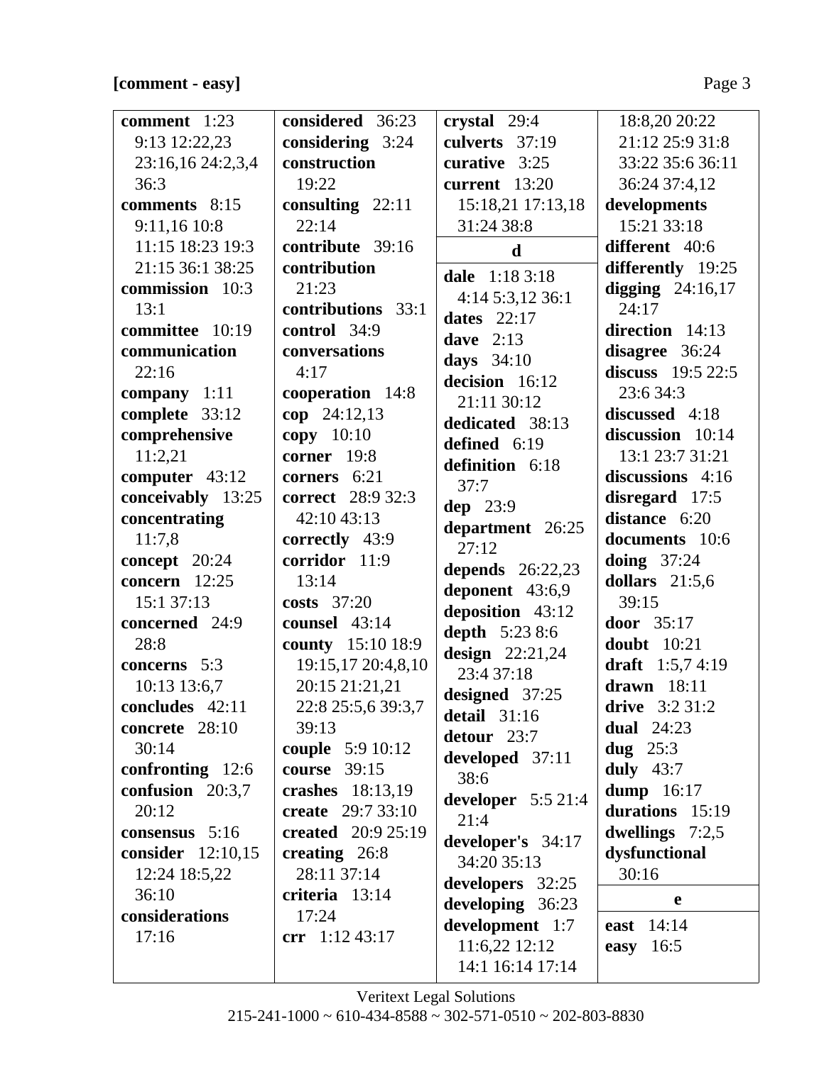**[comment - easy]**

**comment** 1:23 9:13 12:22,23 23:16,16 24:2,3,4 36:3
**comments** 8:15 9:11,16 10:8 11:15 18:23 19:3 21:15 36:1 38:25
**commission** 10:3 13:1
**committee** 10:19
**communication** 22:16
**company** 1:11
**complete** 33:12
**comprehensive** 11:2,21
**computer** 43:12
**conceivably** 13:25
**concentrating** 11:7,8
**concept** 20:24
**concern** 12:25 15:1 37:13
**concerned** 24:9 28:8
**concerns** 5:3 10:13 13:6,7
**concludes** 42:11
**concrete** 28:10 30:14
**confronting** 12:6
**confusion** 20:3,7 20:12
**consensus** 5:16
**consider** 12:10,15 12:24 18:5,22 36:10
**considerations** 17:16
**considered** 36:23
**considering** 3:24
**construction** 19:22
**consulting** 22:11 22:14
**contribute** 39:16
**contribution** 21:23
**contributions** 33:1
**control** 34:9
**conversations** 4:17
**cooperation** 14:8
**cop** 24:12,13
**copy** 10:10
**corner** 19:8
**corners** 6:21
**correct** 28:9 32:3 42:10 43:13
**correctly** 43:9
**corridor** 11:9 13:14
**costs** 37:20
**counsel** 43:14
**county** 15:10 18:9 19:15,17 20:4,8,10 20:15 21:21,21 22:8 25:5,6 39:3,7 39:13
**couple** 5:9 10:12
**course** 39:15
**crashes** 18:13,19
**create** 29:7 33:10
**created** 20:9 25:19
**creating** 26:8 28:11 37:14
**criteria** 13:14 17:24
**crr** 1:12 43:17
**crystal** 29:4
**culverts** 37:19
**curative** 3:25
**current** 13:20 15:18,21 17:13,18 31:24 38:8

**d**

**dale** 1:18 3:18 4:14 5:3,12 36:1
**dates** 22:17
**dave** 2:13
**days** 34:10
**decision** 16:12 21:11 30:12
**dedicated** 38:13
**defined** 6:19
**definition** 6:18 37:7
**dep** 23:9
**department** 26:25 27:12
**depends** 26:22,23
**deponent** 43:6,9
**deposition** 43:12
**depth** 5:23 8:6
**design** 22:21,24 23:4 37:18
**designed** 37:25
**detail** 31:16
**detour** 23:7
**developed** 37:11 38:6
**developer** 5:5 21:4 21:4
**developer's** 34:17 34:20 35:13
**developers** 32:25
**developing** 36:23
**development** 1:7 11:6,22 12:12 14:1 16:14 17:14 18:8,20 20:22 21:12 25:9 31:8 33:22 35:6 36:11 36:24 37:4,12
**developments** 15:21 33:18
**different** 40:6
**differently** 19:25
**digging** 24:16,17 24:17
**direction** 14:13
**disagree** 36:24
**discuss** 19:5 22:5 23:6 34:3
**discussed** 4:18
**discussion** 10:14 13:1 23:7 31:21
**discussions** 4:16
**disregard** 17:5
**distance** 6:20
**documents** 10:6
**doing** 37:24
**dollars** 21:5,6 39:15
**door** 35:17
**doubt** 10:21
**draft** 1:5,7 4:19
**drawn** 18:11
**drive** 3:2 31:2
**dual** 24:23
**dug** 25:3
**duly** 43:7
**dump** 16:17
**durations** 15:19
**dwellings** 7:2,5
**dysfunctional** 30:16

**e**

**east** 14:14
**easy** 16:5

Veritext Legal Solutions
215-241-1000 ~ 610-434-8588 ~ 302-571-0510 ~ 202-803-8830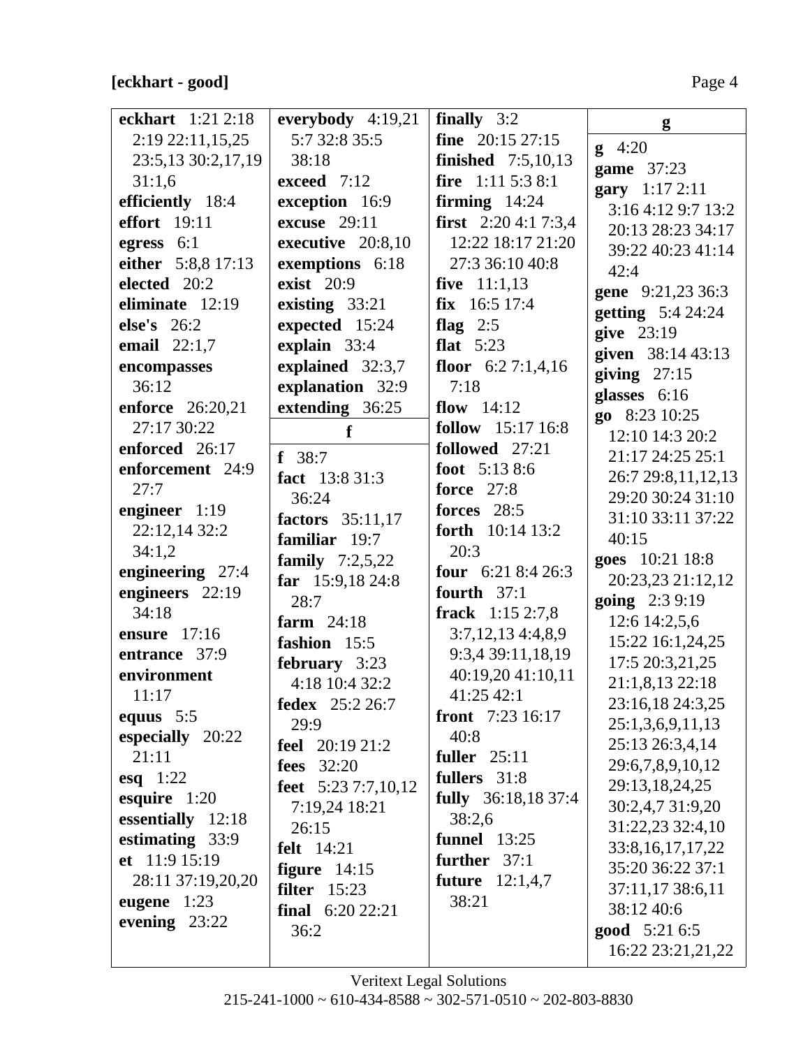**[eckhart - good]**

**eckhart** 1:21 2:18 2:19 22:11,15,25 23:5,13 30:2,17,19 31:1,6
**efficiently** 18:4
**effort** 19:11
**egress** 6:1
**either** 5:8,8 17:13
**elected** 20:2
**eliminate** 12:19
**else's** 26:2
**email** 22:1,7
**encompasses** 36:12
**enforce** 26:20,21 27:17 30:22
**enforced** 26:17
**enforcement** 24:9 27:7
**engineer** 1:19 22:12,14 32:2 34:1,2
**engineering** 27:4
**engineers** 22:19 34:18
**ensure** 17:16
**entrance** 37:9
**environment** 11:17
**equus** 5:5
**especially** 20:22 21:11
**esq** 1:22
**esquire** 1:20
**essentially** 12:18
**estimating** 33:9
**et** 11:9 15:19 28:11 37:19,20,20
**eugene** 1:23
**evening** 23:22
**everybody** 4:19,21 5:7 32:8 35:5 38:18
**exceed** 7:12
**exception** 16:9
**excuse** 29:11
**executive** 20:8,10
**exemptions** 6:18
**exist** 20:9
**existing** 33:21
**expected** 15:24
**explain** 33:4
**explained** 32:3,7
**explanation** 32:9
**extending** 36:25

**f**

**f** 38:7
**fact** 13:8 31:3 36:24
**factors** 35:11,17
**familiar** 19:7
**family** 7:2,5,22
**far** 15:9,18 24:8 28:7
**farm** 24:18
**fashion** 15:5
**february** 3:23 4:18 10:4 32:2
**fedex** 25:2 26:7 29:9
**feel** 20:19 21:2
**fees** 32:20
**feet** 5:23 7:7,10,12 7:19,24 18:21 26:15
**felt** 14:21
**figure** 14:15
**filter** 15:23
**final** 6:20 22:21 36:2
**finally** 3:2
**fine** 20:15 27:15
**finished** 7:5,10,13
**fire** 1:11 5:3 8:1
**firming** 14:24
**first** 2:20 4:1 7:3,4 12:22 18:17 21:20 27:3 36:10 40:8
**five** 11:1,13
**fix** 16:5 17:4
**flag** 2:5
**flat** 5:23
**floor** 6:2 7:1,4,16 7:18
**flow** 14:12
**follow** 15:17 16:8
**followed** 27:21
**foot** 5:13 8:6
**force** 27:8
**forces** 28:5
**forth** 10:14 13:2 20:3
**four** 6:21 8:4 26:3
**fourth** 37:1
**frack** 1:15 2:7,8 3:7,12,13 4:4,8,9 9:3,4 39:11,18,19 40:19,20 41:10,11 41:25 42:1
**front** 7:23 16:17 40:8
**fuller** 25:11
**fullers** 31:8
**fully** 36:18,18 37:4 38:2,6
**funnel** 13:25
**further** 37:1
**future** 12:1,4,7 38:21

**g**

**g** 4:20
**game** 37:23
**gary** 1:17 2:11 3:16 4:12 9:7 13:2 20:13 28:23 34:17 39:22 40:23 41:14 42:4
**gene** 9:21,23 36:3
**getting** 5:4 24:24
**give** 23:19
**given** 38:14 43:13
**giving** 27:15
**glasses** 6:16
**go** 8:23 10:25 12:10 14:3 20:2 21:17 24:25 25:1 26:7 29:8,11,12,13 29:20 30:24 31:10 31:10 33:11 37:22 40:15
**goes** 10:21 18:8 20:23,23 21:12,12
**going** 2:3 9:19 12:6 14:2,5,6 15:22 16:1,24,25 17:5 20:3,21,25 21:1,8,13 22:18 23:16,18 24:3,25 25:1,3,6,9,11,13 25:13 26:3,4,14 29:6,7,8,9,10,12 29:13,18,24,25 30:2,4,7 31:9,20 31:22,23 32:4,10 33:8,16,17,17,22 35:20 36:22 37:1 37:11,17 38:6,11 38:12 40:6
**good** 5:21 6:5 16:22 23:21,21,22

Veritext Legal Solutions
215-241-1000 ~ 610-434-8588 ~ 302-571-0510 ~ 202-803-8830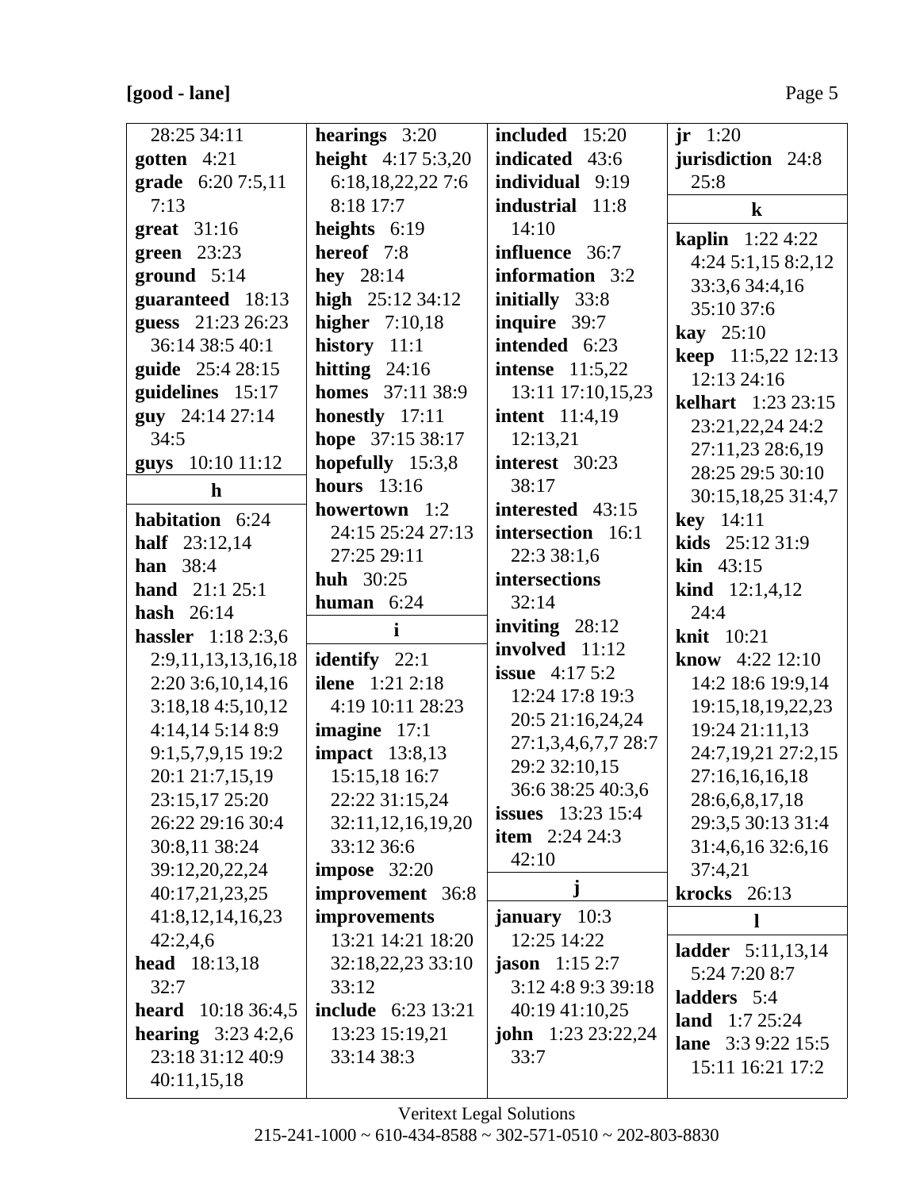**[good - lane]**

28:25 34:11
**gotten** 4:21
**grade** 6:20 7:5,11 7:13
**great** 31:16
**green** 23:23
**ground** 5:14
**guaranteed** 18:13
**guess** 21:23 26:23 36:14 38:5 40:1
**guide** 25:4 28:15
**guidelines** 15:17
**guy** 24:14 27:14 34:5
**guys** 10:10 11:12

**h**

**habitation** 6:24
**half** 23:12,14
**han** 38:4
**hand** 21:1 25:1
**hash** 26:14
**hassler** 1:18 2:3,6 2:9,11,13,13,16,18 2:20 3:6,10,14,16 3:18,18 4:5,10,12 4:14,14 5:14 8:9 9:1,5,7,9,15 19:2 20:1 21:7,15,19 23:15,17 25:20 26:22 29:16 30:4 30:8,11 38:24 39:12,20,22,24 40:17,21,23,25 41:8,12,14,16,23 42:2,4,6
**head** 18:13,18 32:7
**heard** 10:18 36:4,5
**hearing** 3:23 4:2,6 23:18 31:12 40:9 40:11,15,18
**hearings** 3:20
**height** 4:17 5:3,20 6:18,18,22,22 7:6 8:18 17:7
**heights** 6:19
**hereof** 7:8
**hey** 28:14
**high** 25:12 34:12
**higher** 7:10,18
**history** 11:1
**hitting** 24:16
**homes** 37:11 38:9
**honestly** 17:11
**hope** 37:15 38:17
**hopefully** 15:3,8
**hours** 13:16
**howertown** 1:2 24:15 25:24 27:13 27:25 29:11
**huh** 30:25
**human** 6:24

**i**

**identify** 22:1
**ilene** 1:21 2:18 4:19 10:11 28:23
**imagine** 17:1
**impact** 13:8,13 15:15,18 16:7 22:22 31:15,24 32:11,12,16,19,20 33:12 36:6
**impose** 32:20
**improvement** 36:8
**improvements** 13:21 14:21 18:20 32:18,22,23 33:10 33:12
**include** 6:23 13:21 13:23 15:19,21 33:14 38:3
**included** 15:20
**indicated** 43:6
**individual** 9:19
**industrial** 11:8 14:10
**influence** 36:7
**information** 3:2
**initially** 33:8
**inquire** 39:7
**intended** 6:23
**intense** 11:5,22 13:11 17:10,15,23
**intent** 11:4,19 12:13,21
**interest** 30:23 38:17
**interested** 43:15
**intersection** 16:1 22:3 38:1,6
**intersections** 32:14
**inviting** 28:12
**involved** 11:12
**issue** 4:17 5:2 12:24 17:8 19:3 20:5 21:16,24,24 27:1,3,4,6,7,7 28:7 29:2 32:10,15 36:6 38:25 40:3,6
**issues** 13:23 15:4
**item** 2:24 24:3 42:10

**j**

**january** 10:3 12:25 14:22
**jason** 1:15 2:7 3:12 4:8 9:3 39:18 40:19 41:10,25
**john** 1:23 23:22,24 33:7
**jr** 1:20
**jurisdiction** 24:8 25:8

**k**

**kaplin** 1:22 4:22 4:24 5:1,15 8:2,12 33:3,6 34:4,16 35:10 37:6
**kay** 25:10
**keep** 11:5,22 12:13 12:13 24:16
**kelhart** 1:23 23:15 23:21,22,24 24:2 27:11,23 28:6,19 28:25 29:5 30:10 30:15,18,25 31:4,7
**key** 14:11
**kids** 25:12 31:9
**kin** 43:15
**kind** 12:1,4,12 24:4
**knit** 10:21
**know** 4:22 12:10 14:2 18:6 19:9,14 19:15,18,19,22,23 19:24 21:11,13 24:7,19,21 27:2,15 27:16,16,16,18 28:6,6,8,17,18 29:3,5 30:13 31:4 31:4,6,16 32:6,16 37:4,21
**krocks** 26:13

**l**

**ladder** 5:11,13,14 5:24 7:20 8:7
**ladders** 5:4
**land** 1:7 25:24
**lane** 3:3 9:22 15:5 15:11 16:21 17:2

Veritext Legal Solutions
215-241-1000 ~ 610-434-8588 ~ 302-571-0510 ~ 202-803-8830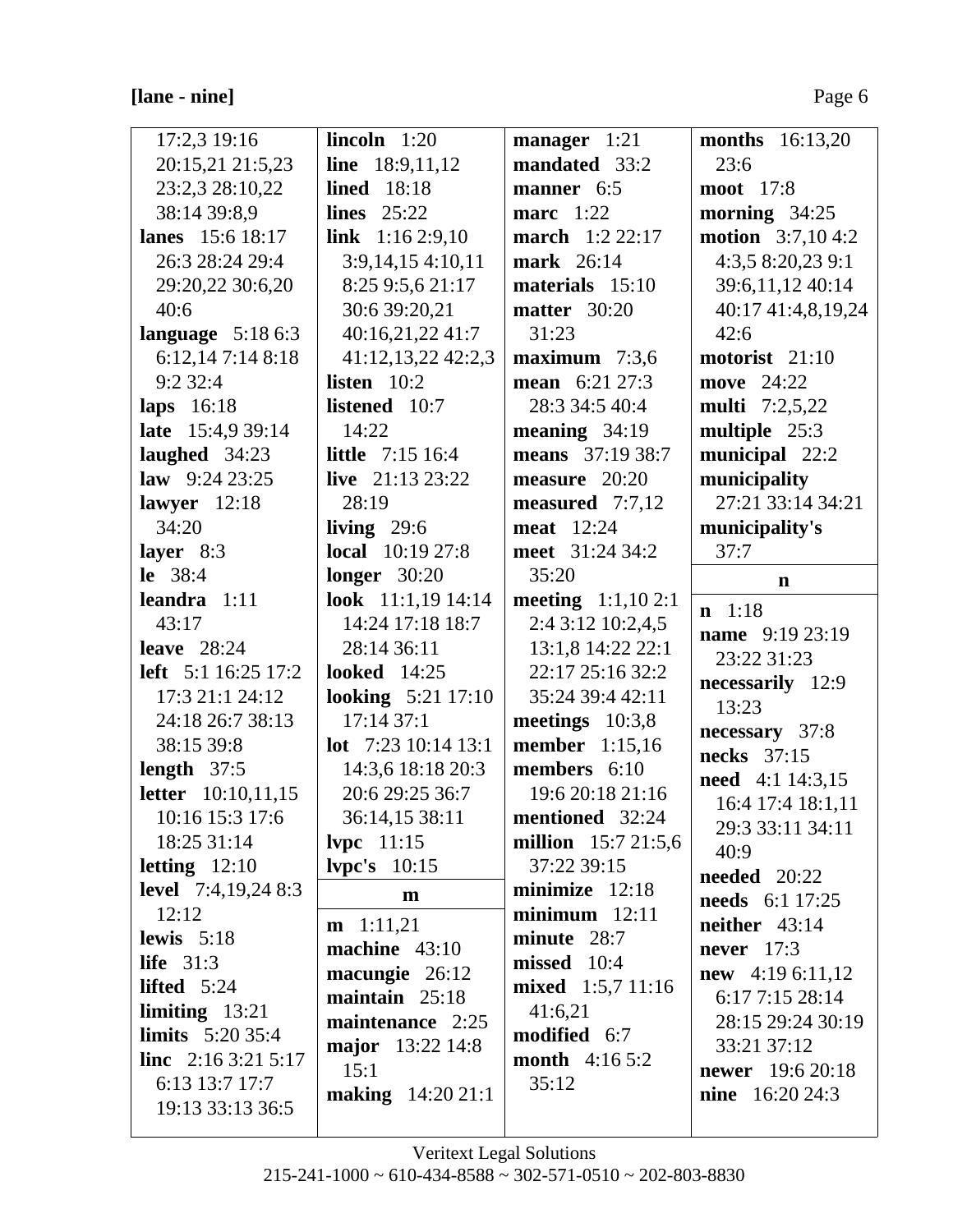**[lane - nine]**

17:2,3 19:16 20:15,21 21:5,23 23:2,3 28:10,22 38:14 39:8,9
**lanes** 15:6 18:17 26:3 28:24 29:4 29:20,22 30:6,20 40:6
**language** 5:18 6:3 6:12,14 7:14 8:18 9:2 32:4
**laps** 16:18
**late** 15:4,9 39:14
**laughed** 34:23
**law** 9:24 23:25
**lawyer** 12:18 34:20
**layer** 8:3
**le** 38:4
**leandra** 1:11 43:17
**leave** 28:24
**left** 5:1 16:25 17:2 17:3 21:1 24:12 24:18 26:7 38:13 38:15 39:8
**length** 37:5
**letter** 10:10,11,15 10:16 15:3 17:6 18:25 31:14
**letting** 12:10
**level** 7:4,19,24 8:3 12:12
**lewis** 5:18
**life** 31:3
**lifted** 5:24
**limiting** 13:21
**limits** 5:20 35:4
**linc** 2:16 3:21 5:17 6:13 13:7 17:7 19:13 33:13 36:5
**lincoln** 1:20
**line** 18:9,11,12
**lined** 18:18
**lines** 25:22
**link** 1:16 2:9,10 3:9,14,15 4:10,11 8:25 9:5,6 21:17 30:6 39:20,21 40:16,21,22 41:7 41:12,13,22 42:2,3
**listen** 10:2
**listened** 10:7 14:22
**little** 7:15 16:4
**live** 21:13 23:22 28:19
**living** 29:6
**local** 10:19 27:8
**longer** 30:20
**look** 11:1,19 14:14 14:24 17:18 18:7 28:14 36:11
**looked** 14:25
**looking** 5:21 17:10 17:14 37:1
**lot** 7:23 10:14 13:1 14:3,6 18:18 20:3 20:6 29:25 36:7 36:14,15 38:11
**lvpc** 11:15
**lvpc's** 10:15

**m**

**m** 1:11,21
**machine** 43:10
**macungie** 26:12
**maintain** 25:18
**maintenance** 2:25
**major** 13:22 14:8 15:1
**making** 14:20 21:1
**manager** 1:21
**mandated** 33:2
**manner** 6:5
**marc** 1:22
**march** 1:2 22:17
**mark** 26:14
**materials** 15:10
**matter** 30:20 31:23
**maximum** 7:3,6
**mean** 6:21 27:3 28:3 34:5 40:4
**meaning** 34:19
**means** 37:19 38:7
**measure** 20:20
**measured** 7:7,12
**meat** 12:24
**meet** 31:24 34:2 35:20
**meeting** 1:1,10 2:1 2:4 3:12 10:2,4,5 13:1,8 14:22 22:1 22:17 25:16 32:2 35:24 39:4 42:11
**meetings** 10:3,8
**member** 1:15,16
**members** 6:10 19:6 20:18 21:16
**mentioned** 32:24
**million** 15:7 21:5,6 37:22 39:15
**minimize** 12:18
**minimum** 12:11
**minute** 28:7
**missed** 10:4
**mixed** 1:5,7 11:16 41:6,21
**modified** 6:7
**month** 4:16 5:2 35:12
**months** 16:13,20 23:6
**moot** 17:8
**morning** 34:25
**motion** 3:7,10 4:2 4:3,5 8:20,23 9:1 39:6,11,12 40:14 40:17 41:4,8,19,24 42:6
**motorist** 21:10
**move** 24:22
**multi** 7:2,5,22
**multiple** 25:3
**municipal** 22:2
**municipality** 27:21 33:14 34:21
**municipality's** 37:7

**n**

**n** 1:18
**name** 9:19 23:19 23:22 31:23
**necessarily** 12:9 13:23
**necessary** 37:8
**necks** 37:15
**need** 4:1 14:3,15 16:4 17:4 18:1,11 29:3 33:11 34:11 40:9
**needed** 20:22
**needs** 6:1 17:25
**neither** 43:14
**never** 17:3
**new** 4:19 6:11,12 6:17 7:15 28:14 28:15 29:24 30:19 33:21 37:12
**newer** 19:6 20:18
**nine** 16:20 24:3

Veritext Legal Solutions
215-241-1000 ~ 610-434-8588 ~ 302-571-0510 ~ 202-803-8830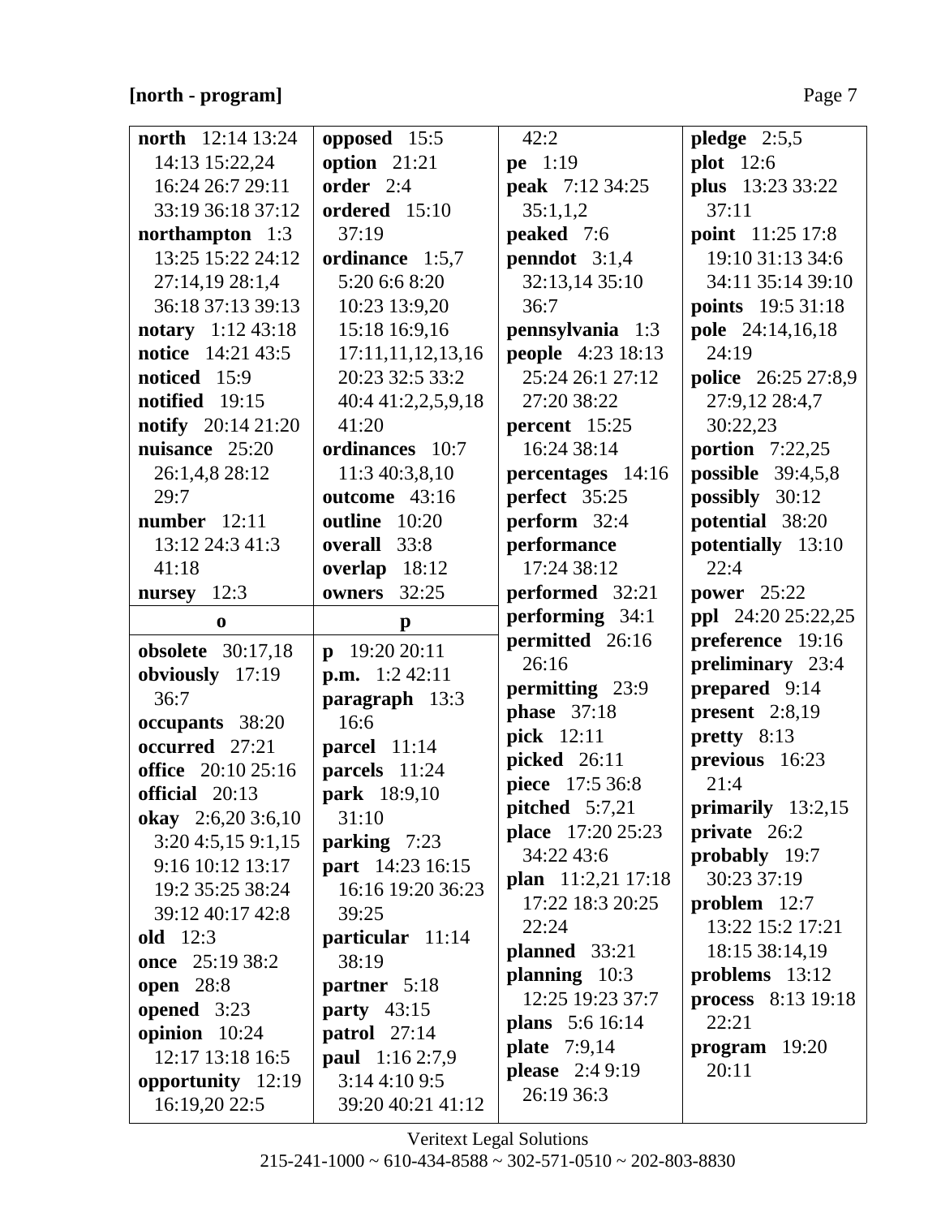**[north - program]**

**north** 12:14 13:24 14:13 15:22,24 16:24 26:7 29:11 33:19 36:18 37:12
**northampton** 1:3 13:25 15:22 24:12 27:14,19 28:1,4 36:18 37:13 39:13
**notary** 1:12 43:18
**notice** 14:21 43:5
**noticed** 15:9
**notified** 19:15
**notify** 20:14 21:20
**nuisance** 25:20 26:1,4,8 28:12 29:7
**number** 12:11 13:12 24:3 41:3 41:18
**nursey** 12:3

**o**

**obsolete** 30:17,18
**obviously** 17:19 36:7
**occupants** 38:20
**occurred** 27:21
**office** 20:10 25:16
**official** 20:13
**okay** 2:6,20 3:6,10 3:20 4:5,15 9:1,15 9:16 10:12 13:17 19:2 35:25 38:24 39:12 40:17 42:8
**old** 12:3
**once** 25:19 38:2
**open** 28:8
**opened** 3:23
**opinion** 10:24 12:17 13:18 16:5
**opportunity** 12:19 16:19,20 22:5
**opposed** 15:5
**option** 21:21
**order** 2:4
**ordered** 15:10 37:19
**ordinance** 1:5,7 5:20 6:6 8:20 10:23 13:9,20 15:18 16:9,16 17:11,11,12,13,16 20:23 32:5 33:2 40:4 41:2,2,5,9,18 41:20
**ordinances** 10:7 11:3 40:3,8,10
**outcome** 43:16
**outline** 10:20
**overall** 33:8
**overlap** 18:12
**owners** 32:25

**p**

**p** 19:20 20:11
**p.m.** 1:2 42:11
**paragraph** 13:3 16:6
**parcel** 11:14
**parcels** 11:24
**park** 18:9,10 31:10
**parking** 7:23
**part** 14:23 16:15 16:16 19:20 36:23 39:25
**particular** 11:14 38:19
**partner** 5:18
**party** 43:15
**patrol** 27:14
**paul** 1:16 2:7,9 3:14 4:10 9:5 39:20 40:21 41:12 42:2
**pe** 1:19
**peak** 7:12 34:25 35:1,1,2
**peaked** 7:6
**penndot** 3:1,4 32:13,14 35:10 36:7
**pennsylvania** 1:3
**people** 4:23 18:13 25:24 26:1 27:12 27:20 38:22
**percent** 15:25 16:24 38:14
**percentages** 14:16
**perfect** 35:25
**perform** 32:4
**performance** 17:24 38:12
**performed** 32:21
**performing** 34:1
**permitted** 26:16 26:16
**permitting** 23:9
**phase** 37:18
**pick** 12:11
**picked** 26:11
**piece** 17:5 36:8
**pitched** 5:7,21
**place** 17:20 25:23 34:22 43:6
**plan** 11:2,21 17:18 17:22 18:3 20:25 22:24
**planned** 33:21
**planning** 10:3 12:25 19:23 37:7
**plans** 5:6 16:14
**plate** 7:9,14
**please** 2:4 9:19 26:19 36:3
**pledge** 2:5,5
**plot** 12:6
**plus** 13:23 33:22 37:11
**point** 11:25 17:8 19:10 31:13 34:6 34:11 35:14 39:10
**points** 19:5 31:18
**pole** 24:14,16,18 24:19
**police** 26:25 27:8,9 27:9,12 28:4,7 30:22,23
**portion** 7:22,25
**possible** 39:4,5,8
**possibly** 30:12
**potential** 38:20
**potentially** 13:10 22:4
**power** 25:22
**ppl** 24:20 25:22,25
**preference** 19:16
**preliminary** 23:4
**prepared** 9:14
**present** 2:8,19
**pretty** 8:13
**previous** 16:23 21:4
**primarily** 13:2,15
**private** 26:2
**probably** 19:7 30:23 37:19
**problem** 12:7 13:22 15:2 17:21 18:15 38:14,19
**problems** 13:12
**process** 8:13 19:18 22:21
**program** 19:20 20:11

Veritext Legal Solutions
215-241-1000 ~ 610-434-8588 ~ 302-571-0510 ~ 202-803-8830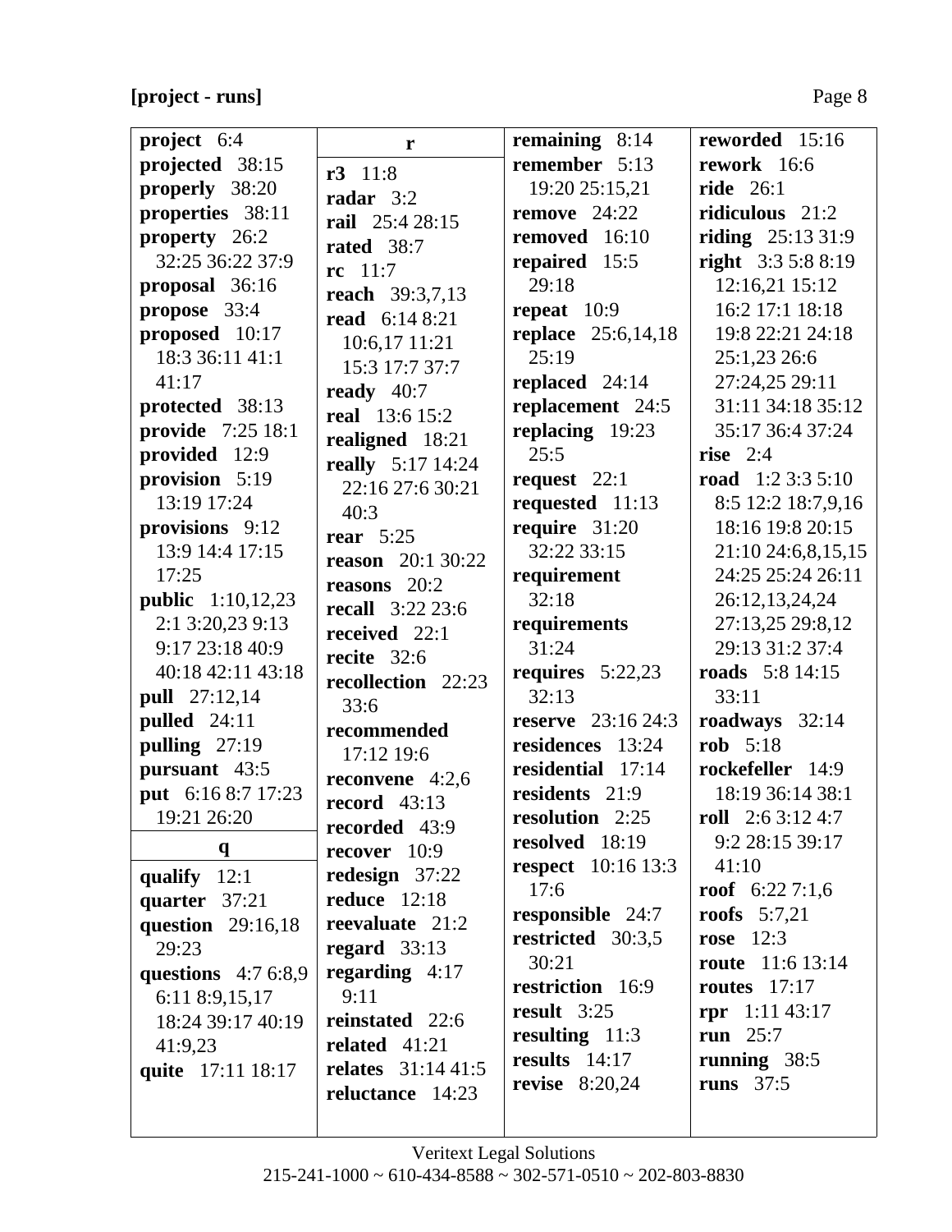**[project - runs]**

**project** 6:4
**projected** 38:15
**properly** 38:20
**properties** 38:11
**property** 26:2 32:25 36:22 37:9
**proposal** 36:16
**propose** 33:4
**proposed** 10:17 18:3 36:11 41:1 41:17
**protected** 38:13
**provide** 7:25 18:1
**provided** 12:9
**provision** 5:19 13:19 17:24
**provisions** 9:12 13:9 14:4 17:15 17:25
**public** 1:10,12,23 2:1 3:20,23 9:13 9:17 23:18 40:9 40:18 42:11 43:18
**pull** 27:12,14
**pulled** 24:11
**pulling** 27:19
**pursuant** 43:5
**put** 6:16 8:7 17:23 19:21 26:20

**q**

**qualify** 12:1
**quarter** 37:21
**question** 29:16,18 29:23
**questions** 4:7 6:8,9 6:11 8:9,15,17 18:24 39:17 40:19 41:9,23
**quite** 17:11 18:17

**r**

**r3** 11:8
**radar** 3:2
**rail** 25:4 28:15
**rated** 38:7
**rc** 11:7
**reach** 39:3,7,13
**read** 6:14 8:21 10:6,17 11:21 15:3 17:7 37:7
**ready** 40:7
**real** 13:6 15:2
**realigned** 18:21
**really** 5:17 14:24 22:16 27:6 30:21 40:3
**rear** 5:25
**reason** 20:1 30:22
**reasons** 20:2
**recall** 3:22 23:6
**received** 22:1
**recite** 32:6
**recollection** 22:23 33:6
**recommended** 17:12 19:6
**reconvene** 4:2,6
**record** 43:13
**recorded** 43:9
**recover** 10:9
**redesign** 37:22
**reduce** 12:18
**reevaluate** 21:2
**regard** 33:13
**regarding** 4:17 9:11
**reinstated** 22:6
**related** 41:21
**relates** 31:14 41:5
**reluctance** 14:23

**remaining** 8:14
**remember** 5:13 19:20 25:15,21
**remove** 24:22
**removed** 16:10
**repaired** 15:5 29:18
**repeat** 10:9
**replace** 25:6,14,18 25:19
**replaced** 24:14
**replacement** 24:5
**replacing** 19:23 25:5
**request** 22:1
**requested** 11:13
**require** 31:20 32:22 33:15
**requirement** 32:18
**requirements** 31:24
**requires** 5:22,23 32:13
**reserve** 23:16 24:3
**residences** 13:24
**residential** 17:14
**residents** 21:9
**resolution** 2:25
**resolved** 18:19
**respect** 10:16 13:3 17:6
**responsible** 24:7
**restricted** 30:3,5 30:21
**restriction** 16:9
**result** 3:25
**resulting** 11:3
**results** 14:17
**revise** 8:20,24

**reworded** 15:16
**rework** 16:6
**ride** 26:1
**ridiculous** 21:2
**riding** 25:13 31:9
**right** 3:3 5:8 8:19 12:16,21 15:12 16:2 17:1 18:18 19:8 22:21 24:18 25:1,23 26:6 27:24,25 29:11 31:11 34:18 35:12 35:17 36:4 37:24
**rise** 2:4
**road** 1:2 3:3 5:10 8:5 12:2 18:7,9,16 18:16 19:8 20:15 21:10 24:6,8,15,15 24:25 25:24 26:11 26:12,13,24,24 27:13,25 29:8,12 29:13 31:2 37:4
**roads** 5:8 14:15 33:11
**roadways** 32:14
**rob** 5:18
**rockefeller** 14:9 18:19 36:14 38:1
**roll** 2:6 3:12 4:7 9:2 28:15 39:17 41:10
**roof** 6:22 7:1,6
**roofs** 5:7,21
**rose** 12:3
**route** 11:6 13:14
**routes** 17:17
**rpr** 1:11 43:17
**run** 25:7
**running** 38:5
**runs** 37:5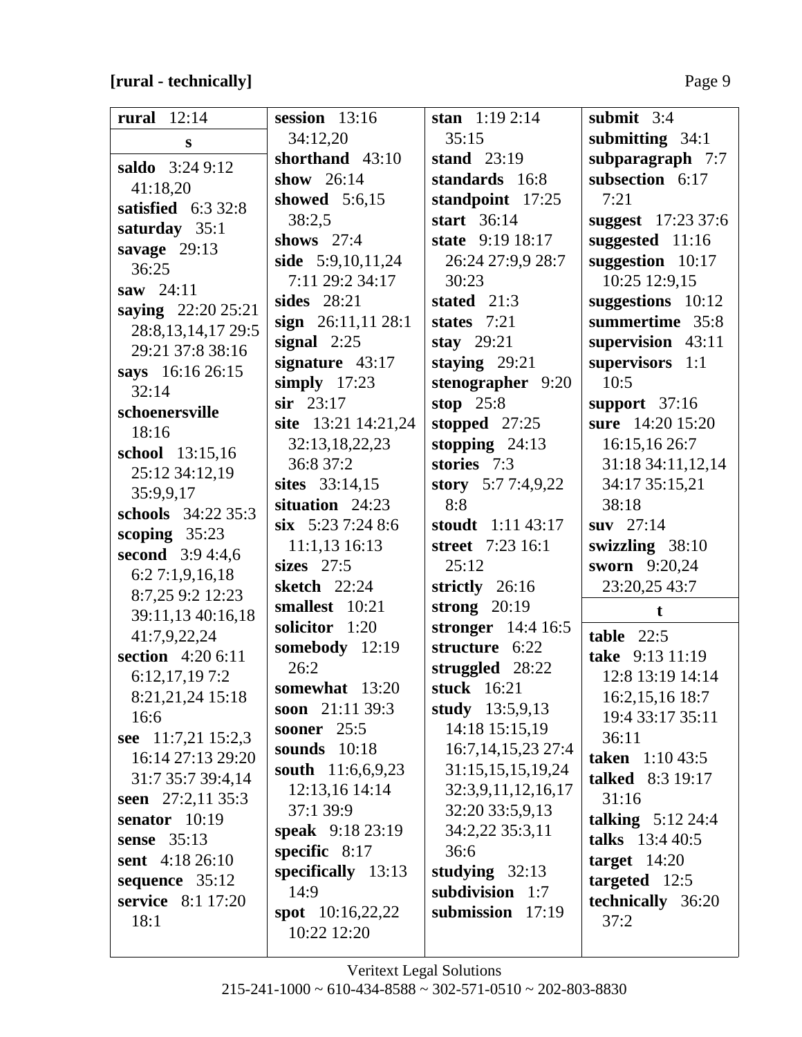**[rural - technically]**

**rural** 12:14

**s**

**saldo** 3:24 9:12 41:18,20
**satisfied** 6:3 32:8
**saturday** 35:1
**savage** 29:13 36:25
**saw** 24:11
**saying** 22:20 25:21 28:8,13,14,17 29:5 29:21 37:8 38:16
**says** 16:16 26:15 32:14
**schoenersville** 18:16
**school** 13:15,16 25:12 34:12,19 35:9,9,17
**schools** 34:22 35:3
**scoping** 35:23
**second** 3:9 4:4,6 6:2 7:1,9,16,18 8:7,25 9:2 12:23 39:11,13 40:16,18 41:7,9,22,24
**section** 4:20 6:11 6:12,17,19 7:2 8:21,21,24 15:18 16:6
**see** 11:7,21 15:2,3 16:14 27:13 29:20 31:7 35:7 39:4,14
**seen** 27:2,11 35:3
**senator** 10:19
**sense** 35:13
**sent** 4:18 26:10
**sequence** 35:12
**service** 8:1 17:20 18:1
**session** 13:16 34:12,20
**shorthand** 43:10
**show** 26:14
**showed** 5:6,15 38:2,5
**shows** 27:4
**side** 5:9,10,11,24 7:11 29:2 34:17
**sides** 28:21
**sign** 26:11,11 28:1
**signal** 2:25
**signature** 43:17
**simply** 17:23
**sir** 23:17
**site** 13:21 14:21,24 32:13,18,22,23 36:8 37:2
**sites** 33:14,15
**situation** 24:23
**six** 5:23 7:24 8:6 11:1,13 16:13
**sizes** 27:5
**sketch** 22:24
**smallest** 10:21
**solicitor** 1:20
**somebody** 12:19 26:2
**somewhat** 13:20
**soon** 21:11 39:3
**sooner** 25:5
**sounds** 10:18
**south** 11:6,6,9,23 12:13,16 14:14 37:1 39:9
**speak** 9:18 23:19
**specific** 8:17
**specifically** 13:13 14:9
**spot** 10:16,22,22 10:22 12:20
**stan** 1:19 2:14 35:15
**stand** 23:19
**standards** 16:8
**standpoint** 17:25
**start** 36:14
**state** 9:19 18:17 26:24 27:9,9 28:7 30:23
**stated** 21:3
**states** 7:21
**stay** 29:21
**staying** 29:21
**stenographer** 9:20
**stop** 25:8
**stopped** 27:25
**stopping** 24:13
**stories** 7:3
**story** 5:7 7:4,9,22 8:8
**stoudt** 1:11 43:17
**street** 7:23 16:1 25:12
**strictly** 26:16
**strong** 20:19
**stronger** 14:4 16:5
**structure** 6:22
**struggled** 28:22
**stuck** 16:21
**study** 13:5,9,13 14:18 15:15,19 16:7,14,15,23 27:4 31:15,15,15,19,24 32:3,9,11,12,16,17 32:20 33:5,9,13 34:2,22 35:3,11 36:6
**studying** 32:13
**subdivision** 1:7
**submission** 17:19
**submit** 3:4
**submitting** 34:1
**subparagraph** 7:7
**subsection** 6:17 7:21
**suggest** 17:23 37:6
**suggested** 11:16
**suggestion** 10:17 10:25 12:9,15
**suggestions** 10:12
**summertime** 35:8
**supervision** 43:11
**supervisors** 1:1 10:5
**support** 37:16
**sure** 14:20 15:20 16:15,16 26:7 31:18 34:11,12,14 34:17 35:15,21 38:18
**suv** 27:14
**swizzling** 38:10
**sworn** 9:20,24 23:20,25 43:7

**t**

**table** 22:5
**take** 9:13 11:19 12:8 13:19 14:14 16:2,15,16 18:7 19:4 33:17 35:11 36:11
**taken** 1:10 43:5
**talked** 8:3 19:17 31:16
**talking** 5:12 24:4
**talks** 13:4 40:5
**target** 14:20
**targeted** 12:5
**technically** 36:20 37:2

Veritext Legal Solutions
215-241-1000 ~ 610-434-8588 ~ 302-571-0510 ~ 202-803-8830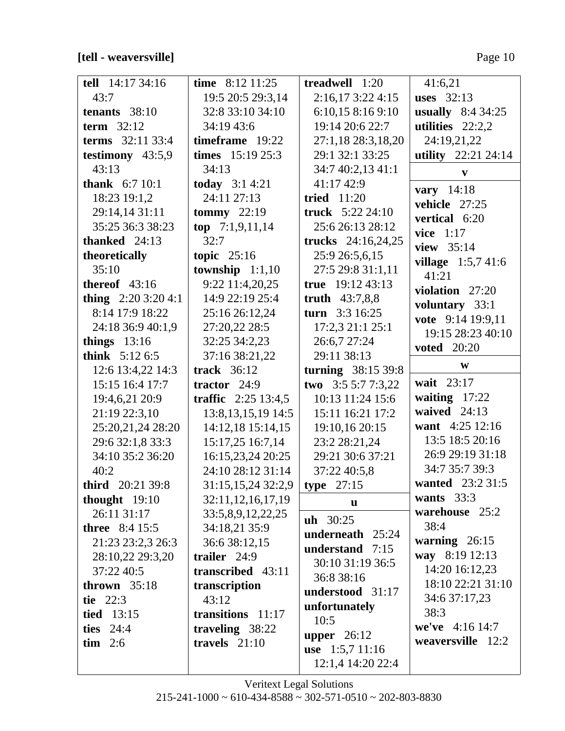**[tell - weaversville]**

**tell** 14:17 34:16 43:7
**tenants** 38:10
**term** 32:12
**terms** 32:11 33:4
**testimony** 43:5,9 43:13
**thank** 6:7 10:1 18:23 19:1,2 29:14,14 31:11 35:25 36:3 38:23
**thanked** 24:13
**theoretically** 35:10
**thereof** 43:16
**thing** 2:20 3:20 4:1 8:14 17:9 18:22 24:18 36:9 40:1,9
**things** 13:16
**think** 5:12 6:5 12:6 13:4,22 14:3 15:15 16:4 17:7 19:4,6,21 20:9 21:19 22:3,10 25:20,21,24 28:20 29:6 32:1,8 33:3 34:10 35:2 36:20 40:2
**third** 20:21 39:8
**thought** 19:10 26:11 31:17
**three** 8:4 15:5 21:23 23:2,3 26:3 28:10,22 29:3,20 37:22 40:5
**thrown** 35:18
**tie** 22:3
**tied** 13:15
**ties** 24:4
**tim** 2:6
**time** 8:12 11:25 19:5 20:5 29:3,14 32:8 33:10 34:10 34:19 43:6
**timeframe** 19:22
**times** 15:19 25:3 34:13
**today** 3:1 4:21 24:11 27:13
**tommy** 22:19
**top** 7:1,9,11,14 32:7
**topic** 25:16
**township** 1:1,10 9:22 11:4,20,25 14:9 22:19 25:4 25:16 26:12,24 27:20,22 28:5 32:25 34:2,23 37:16 38:21,22
**track** 36:12
**tractor** 24:9
**traffic** 2:25 13:4,5 13:8,13,15,19 14:5 14:12,18 15:14,15 15:17,25 16:7,14 16:15,23,24 20:25 24:10 28:12 31:14 31:15,15,24 32:2,9 32:11,12,16,17,19 33:5,8,9,12,22,25 34:18,21 35:9 36:6 38:12,15
**trailer** 24:9
**transcribed** 43:11
**transcription** 43:12
**transitions** 11:17
**traveling** 38:22
**travels** 21:10
**treadwell** 1:20 2:16,17 3:22 4:15 6:10,15 8:16 9:10 19:14 20:6 22:7 27:1,18 28:3,18,20 29:1 32:1 33:25 34:7 40:2,13 41:1 41:17 42:9
**tried** 11:20
**truck** 5:22 24:10 25:6 26:13 28:12
**trucks** 24:16,24,25 25:9 26:5,6,15 27:5 29:8 31:1,11
**true** 19:12 43:13
**truth** 43:7,8,8
**turn** 3:3 16:25 17:2,3 21:1 25:1 26:6,7 27:24 29:11 38:13
**turning** 38:15 39:8
**two** 3:5 5:7 7:3,22 10:13 11:24 15:6 15:11 16:21 17:2 19:10,16 20:15 23:2 28:21,24 29:21 30:6 37:21 37:22 40:5,8
**type** 27:15

**u**

**uh** 30:25
**underneath** 25:24
**understand** 7:15 30:10 31:19 36:5 36:8 38:16
**understood** 31:17
**unfortunately** 10:5
**upper** 26:12
**use** 1:5,7 11:16 12:1,4 14:20 22:4 41:6,21
**uses** 32:13
**usually** 8:4 34:25
**utilities** 22:2,2 24:19,21,22
**utility** 22:21 24:14

**v**

**vary** 14:18
**vehicle** 27:25
**vertical** 6:20
**vice** 1:17
**view** 35:14
**village** 1:5,7 41:6 41:21
**violation** 27:20
**voluntary** 33:1
**vote** 9:14 19:9,11 19:15 28:23 40:10
**voted** 20:20

**w**

**wait** 23:17
**waiting** 17:22
**waived** 24:13
**want** 4:25 12:16 13:5 18:5 20:16 26:9 29:19 31:18 34:7 35:7 39:3
**wanted** 23:2 31:5
**wants** 33:3
**warehouse** 25:2 38:4
**warning** 26:15
**way** 8:19 12:13 14:20 16:12,23 18:10 22:21 31:10 34:6 37:17,23 38:3
**we've** 4:16 14:7
**weaversville** 12:2

Veritext Legal Solutions
215-241-1000 ~ 610-434-8588 ~ 302-571-0510 ~ 202-803-8830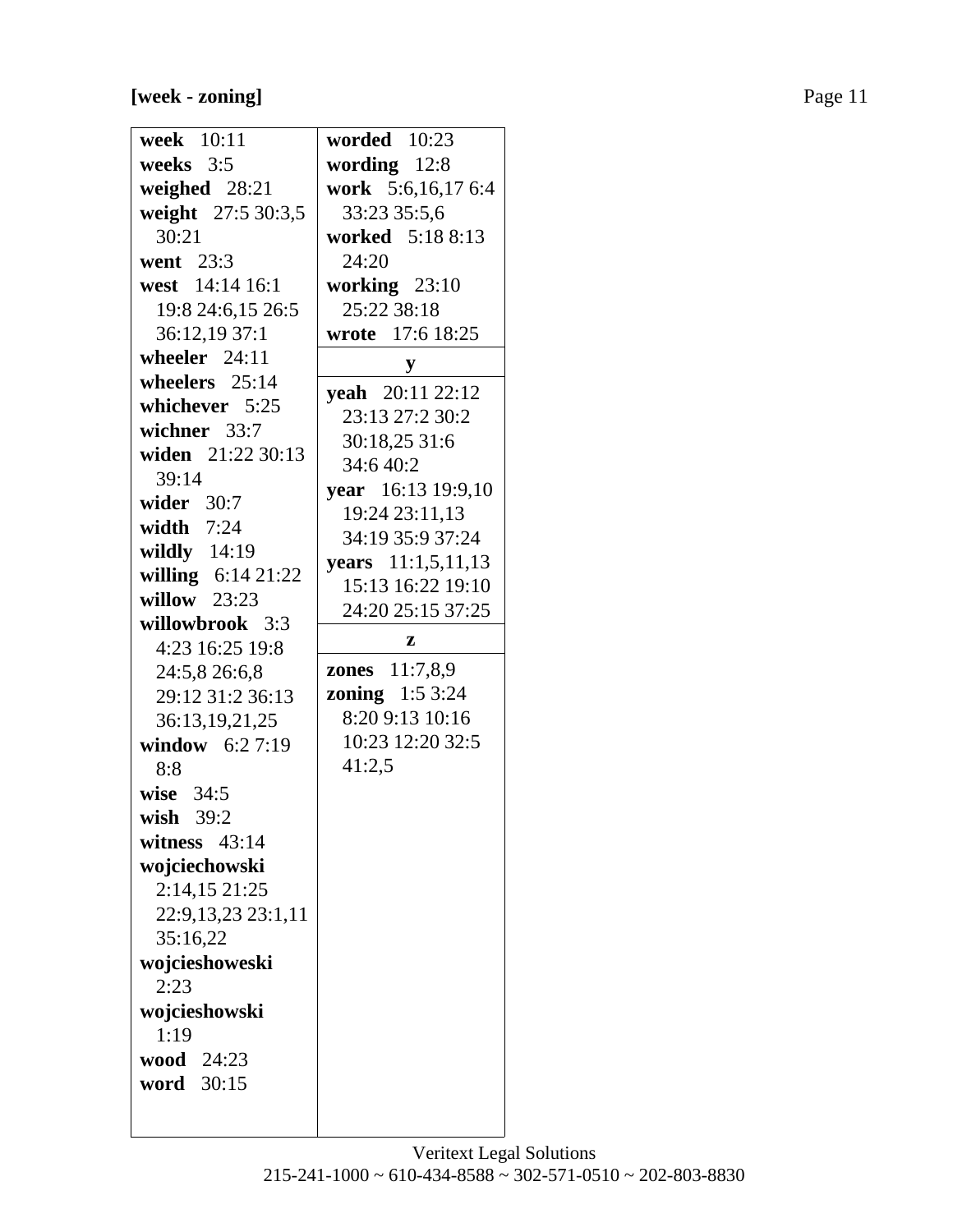**[week - zoning]**

**week** 10:11
**weeks** 3:5
**weighed** 28:21
**weight** 27:5 30:3,5 30:21
**went** 23:3
**west** 14:14 16:1 19:8 24:6,15 26:5 36:12,19 37:1
**wheeler** 24:11
**wheelers** 25:14
**whichever** 5:25
**wichner** 33:7
**widen** 21:22 30:13 39:14
**wider** 30:7
**width** 7:24
**wildly** 14:19
**willing** 6:14 21:22
**willow** 23:23
**willowbrook** 3:3 4:23 16:25 19:8 24:5,8 26:6,8 29:12 31:2 36:13 36:13,19,21,25
**window** 6:2 7:19 8:8
**wise** 34:5
**wish** 39:2
**witness** 43:14
**wojciechowski** 2:14,15 21:25 22:9,13,23 23:1,11 35:16,22
**wojcieshoweski** 2:23
**wojcieshowski** 1:19
**wood** 24:23
**word** 30:15
**worded** 10:23
**wording** 12:8
**work** 5:6,16,17 6:4 33:23 35:5,6
**worked** 5:18 8:13 24:20
**working** 23:10 25:22 38:18
**wrote** 17:6 18:25

**y**

**yeah** 20:11 22:12 23:13 27:2 30:2 30:18,25 31:6 34:6 40:2
**year** 16:13 19:9,10 19:24 23:11,13 34:19 35:9 37:24
**years** 11:1,5,11,13 15:13 16:22 19:10 24:20 25:15 37:25

**z**

**zones** 11:7,8,9
**zoning** 1:5 3:24 8:20 9:13 10:16 10:23 12:20 32:5 41:2,5

Veritext Legal Solutions
215-241-1000 ~ 610-434-8588 ~ 302-571-0510 ~ 202-803-8830